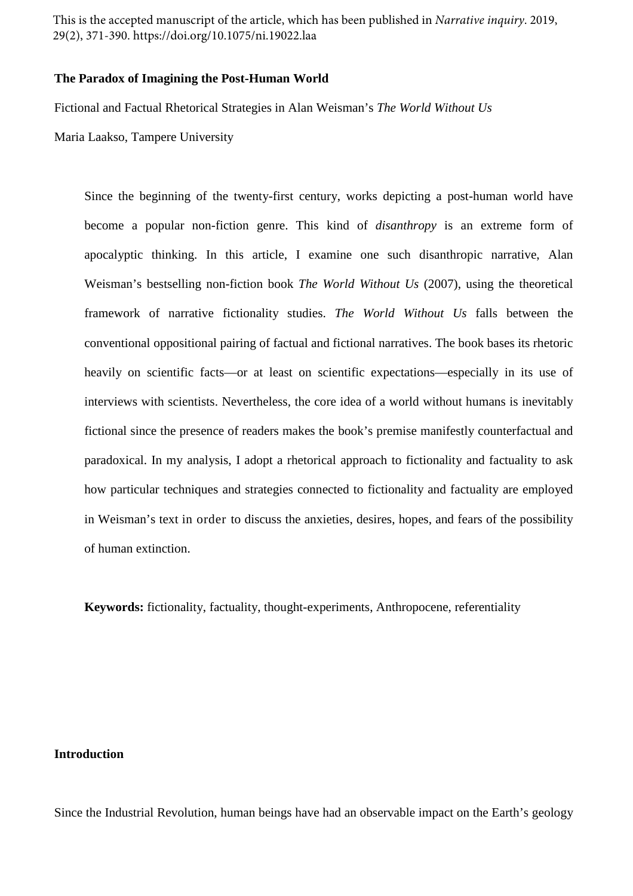This is the accepted manuscript of the article, which has been published in *Narrative inquiry*. 2019, 29(2), 371-390. https://doi.org/10.1075/ni.19022.laa

# The Paradox of Imagining the Post-Human World

Fictional and Factual Rhetorical Strategies in Alan Weisman's *The World Without Us*

Maria Laakso, Tampere University

> Since the beginning of the twenty-first century, works depicting a post-human world have become a popular non-fiction genre. This kind of *disanthropy* is an extreme form of apocalyptic thinking. In this article, I examine one such disanthropic narrative, Alan Weisman's bestselling non-fiction book *The World Without Us* (2007), using the theoretical framework of narrative fictionality studies. *The World Without Us* falls between the conventional oppositional pairing of factual and fictional narratives. The book bases its rhetoric heavily on scientific facts—or at least on scientific expectations—especially in its use of interviews with scientists. Nevertheless, the core idea of a world without humans is inevitably fictional since the presence of readers makes the book's premise manifestly counterfactual and paradoxical. In my analysis, I adopt a rhetorical approach to fictionality and factuality to ask how particular techniques and strategies connected to fictionality and factuality are employed in Weisman's text in order to discuss the anxieties, desires, hopes, and fears of the possibility of human extinction.
>
> **Keywords:** fictionality, factuality, thought-experiments, Anthropocene, referentiality

## Introduction

Since the Industrial Revolution, human beings have had an observable impact on the Earth's geology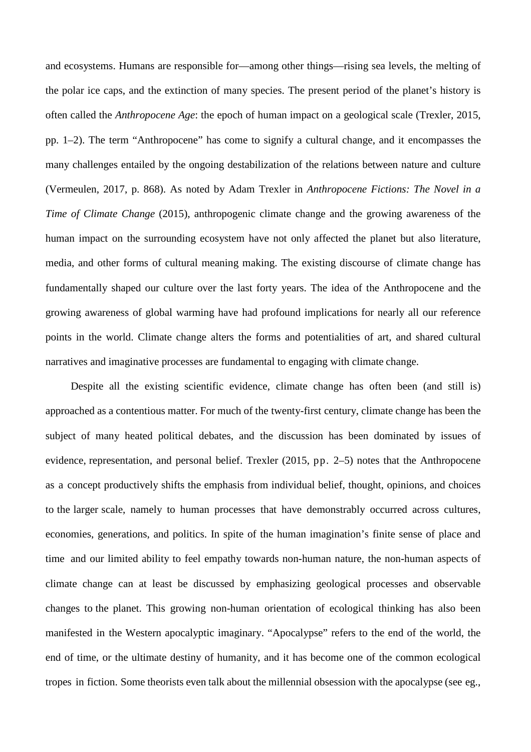and ecosystems. Humans are responsible for—among other things—rising sea levels, the melting of the polar ice caps, and the extinction of many species. The present period of the planet's history is often called the *Anthropocene Age*: the epoch of human impact on a geological scale (Trexler, 2015, pp. 1–2). The term "Anthropocene" has come to signify a cultural change, and it encompasses the many challenges entailed by the ongoing destabilization of the relations between nature and culture (Vermeulen, 2017, p. 868). As noted by Adam Trexler in *Anthropocene Fictions: The Novel in a Time of Climate Change* (2015), anthropogenic climate change and the growing awareness of the human impact on the surrounding ecosystem have not only affected the planet but also literature, media, and other forms of cultural meaning making. The existing discourse of climate change has fundamentally shaped our culture over the last forty years. The idea of the Anthropocene and the growing awareness of global warming have had profound implications for nearly all our reference points in the world. Climate change alters the forms and potentialities of art, and shared cultural narratives and imaginative processes are fundamental to engaging with climate change.

Despite all the existing scientific evidence, climate change has often been (and still is) approached as a contentious matter. For much of the twenty-first century, climate change has been the subject of many heated political debates, and the discussion has been dominated by issues of evidence, representation, and personal belief. Trexler (2015, pp. 2–5) notes that the Anthropocene as a concept productively shifts the emphasis from individual belief, thought, opinions, and choices to the larger scale, namely to human processes that have demonstrably occurred across cultures, economies, generations, and politics. In spite of the human imagination's finite sense of place and time and our limited ability to feel empathy towards non-human nature, the non-human aspects of climate change can at least be discussed by emphasizing geological processes and observable changes to the planet. This growing non-human orientation of ecological thinking has also been manifested in the Western apocalyptic imaginary. "Apocalypse" refers to the end of the world, the end of time, or the ultimate destiny of humanity, and it has become one of the common ecological tropes in fiction. Some theorists even talk about the millennial obsession with the apocalypse (see eg.,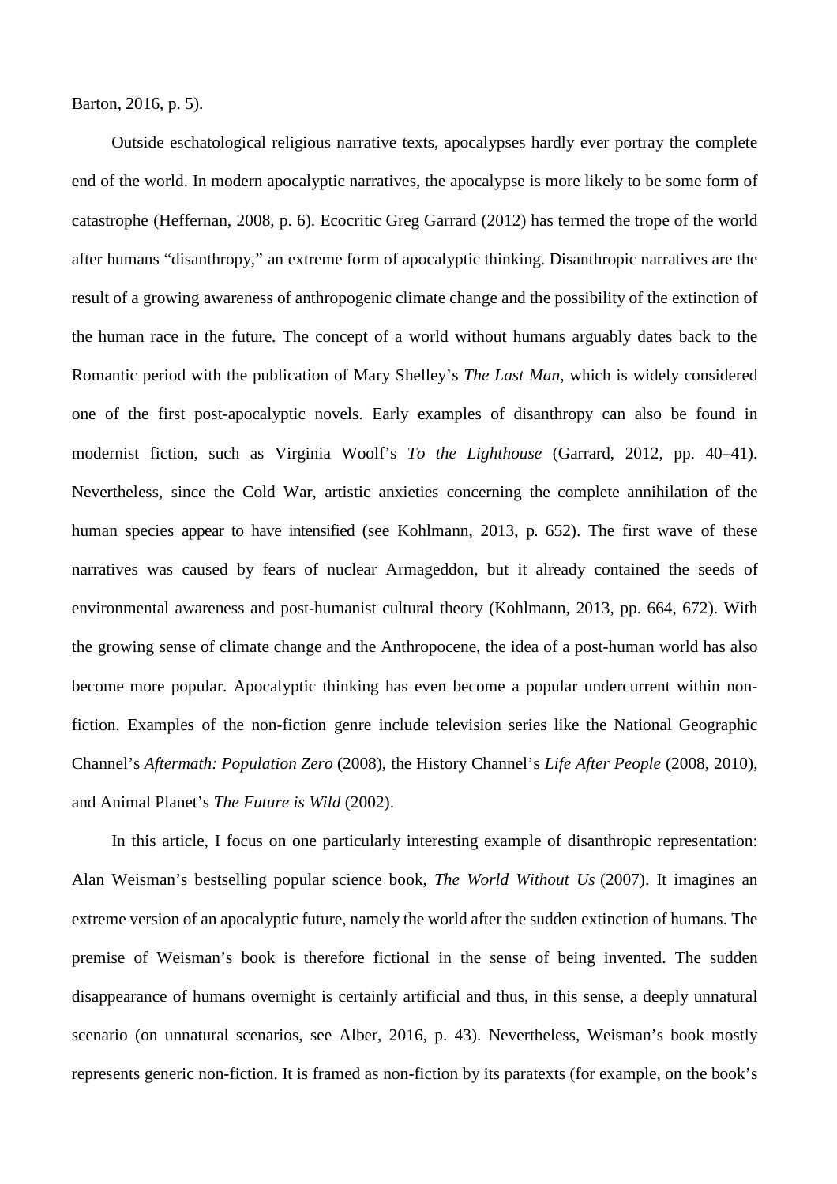Barton, 2016, p. 5).

Outside eschatological religious narrative texts, apocalypses hardly ever portray the complete end of the world. In modern apocalyptic narratives, the apocalypse is more likely to be some form of catastrophe (Heffernan, 2008, p. 6). Ecocritic Greg Garrard (2012) has termed the trope of the world after humans "disanthropy," an extreme form of apocalyptic thinking. Disanthropic narratives are the result of a growing awareness of anthropogenic climate change and the possibility of the extinction of the human race in the future. The concept of a world without humans arguably dates back to the Romantic period with the publication of Mary Shelley's *The Last Man*, which is widely considered one of the first post-apocalyptic novels. Early examples of disanthropy can also be found in modernist fiction, such as Virginia Woolf's *To the Lighthouse* (Garrard, 2012, pp. 40–41). Nevertheless, since the Cold War, artistic anxieties concerning the complete annihilation of the human species appear to have intensified (see Kohlmann, 2013, p. 652). The first wave of these narratives was caused by fears of nuclear Armageddon, but it already contained the seeds of environmental awareness and post-humanist cultural theory (Kohlmann, 2013, pp. 664, 672). With the growing sense of climate change and the Anthropocene, the idea of a post-human world has also become more popular. Apocalyptic thinking has even become a popular undercurrent within non-fiction. Examples of the non-fiction genre include television series like the National Geographic Channel's *Aftermath: Population Zero* (2008), the History Channel's *Life After People* (2008, 2010), and Animal Planet's *The Future is Wild* (2002).

In this article, I focus on one particularly interesting example of disanthropic representation: Alan Weisman's bestselling popular science book, *The World Without Us* (2007). It imagines an extreme version of an apocalyptic future, namely the world after the sudden extinction of humans. The premise of Weisman's book is therefore fictional in the sense of being invented. The sudden disappearance of humans overnight is certainly artificial and thus, in this sense, a deeply unnatural scenario (on unnatural scenarios, see Alber, 2016, p. 43). Nevertheless, Weisman's book mostly represents generic non-fiction. It is framed as non-fiction by its paratexts (for example, on the book's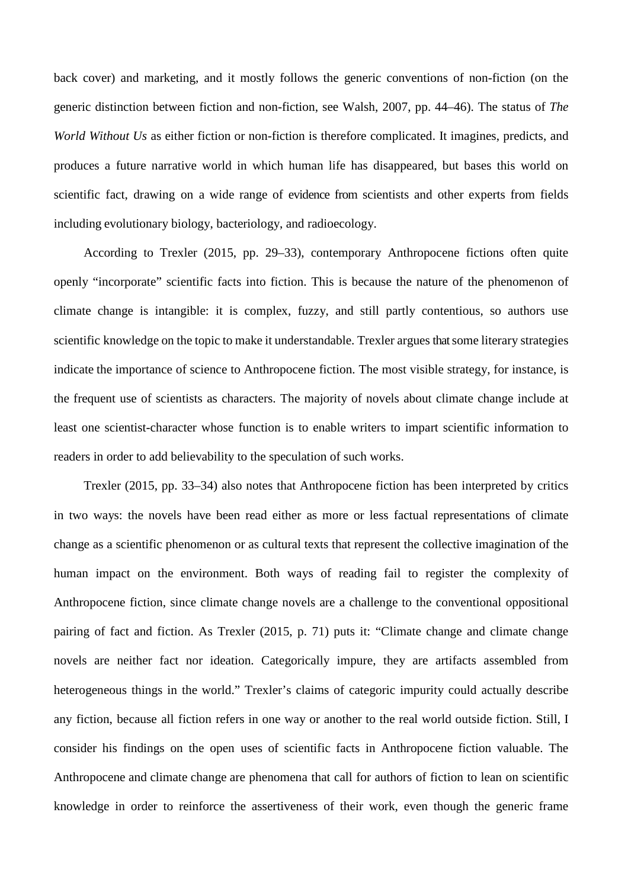back cover) and marketing, and it mostly follows the generic conventions of non-fiction (on the generic distinction between fiction and non-fiction, see Walsh, 2007, pp. 44–46). The status of *The World Without Us* as either fiction or non-fiction is therefore complicated. It imagines, predicts, and produces a future narrative world in which human life has disappeared, but bases this world on scientific fact, drawing on a wide range of evidence from scientists and other experts from fields including evolutionary biology, bacteriology, and radioecology.

According to Trexler (2015, pp. 29–33), contemporary Anthropocene fictions often quite openly "incorporate" scientific facts into fiction. This is because the nature of the phenomenon of climate change is intangible: it is complex, fuzzy, and still partly contentious, so authors use scientific knowledge on the topic to make it understandable. Trexler argues that some literary strategies indicate the importance of science to Anthropocene fiction. The most visible strategy, for instance, is the frequent use of scientists as characters. The majority of novels about climate change include at least one scientist-character whose function is to enable writers to impart scientific information to readers in order to add believability to the speculation of such works.

Trexler (2015, pp. 33–34) also notes that Anthropocene fiction has been interpreted by critics in two ways: the novels have been read either as more or less factual representations of climate change as a scientific phenomenon or as cultural texts that represent the collective imagination of the human impact on the environment. Both ways of reading fail to register the complexity of Anthropocene fiction, since climate change novels are a challenge to the conventional oppositional pairing of fact and fiction. As Trexler (2015, p. 71) puts it: "Climate change and climate change novels are neither fact nor ideation. Categorically impure, they are artifacts assembled from heterogeneous things in the world." Trexler's claims of categoric impurity could actually describe any fiction, because all fiction refers in one way or another to the real world outside fiction. Still, I consider his findings on the open uses of scientific facts in Anthropocene fiction valuable. The Anthropocene and climate change are phenomena that call for authors of fiction to lean on scientific knowledge in order to reinforce the assertiveness of their work, even though the generic frame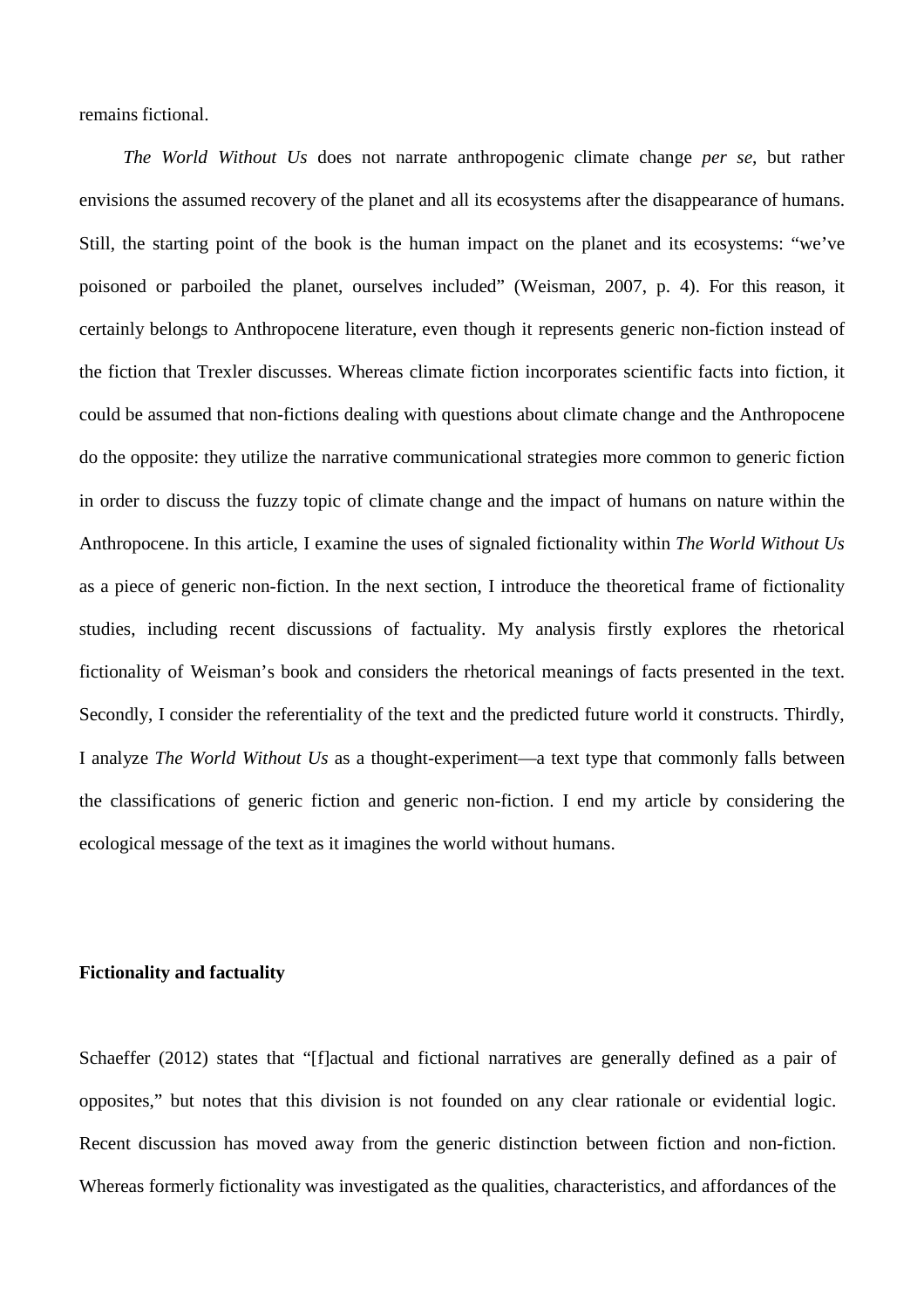remains fictional.

*The World Without Us* does not narrate anthropogenic climate change *per se*, but rather envisions the assumed recovery of the planet and all its ecosystems after the disappearance of humans. Still, the starting point of the book is the human impact on the planet and its ecosystems: “we’ve poisoned or parboiled the planet, ourselves included” (Weisman, 2007, p. 4). For this reason, it certainly belongs to Anthropocene literature, even though it represents generic non-fiction instead of the fiction that Trexler discusses. Whereas climate fiction incorporates scientific facts into fiction, it could be assumed that non-fictions dealing with questions about climate change and the Anthropocene do the opposite: they utilize the narrative communicational strategies more common to generic fiction in order to discuss the fuzzy topic of climate change and the impact of humans on nature within the Anthropocene. In this article, I examine the uses of signaled fictionality within *The World Without Us* as a piece of generic non-fiction. In the next section, I introduce the theoretical frame of fictionality studies, including recent discussions of factuality. My analysis firstly explores the rhetorical fictionality of Weisman’s book and considers the rhetorical meanings of facts presented in the text. Secondly, I consider the referentiality of the text and the predicted future world it constructs. Thirdly, I analyze *The World Without Us* as a thought-experiment—a text type that commonly falls between the classifications of generic fiction and generic non-fiction. I end my article by considering the ecological message of the text as it imagines the world without humans.

## Fictionality and factuality

Schaeffer (2012) states that “[f]actual and fictional narratives are generally defined as a pair of opposites,” but notes that this division is not founded on any clear rationale or evidential logic. Recent discussion has moved away from the generic distinction between fiction and non-fiction. Whereas formerly fictionality was investigated as the qualities, characteristics, and affordances of the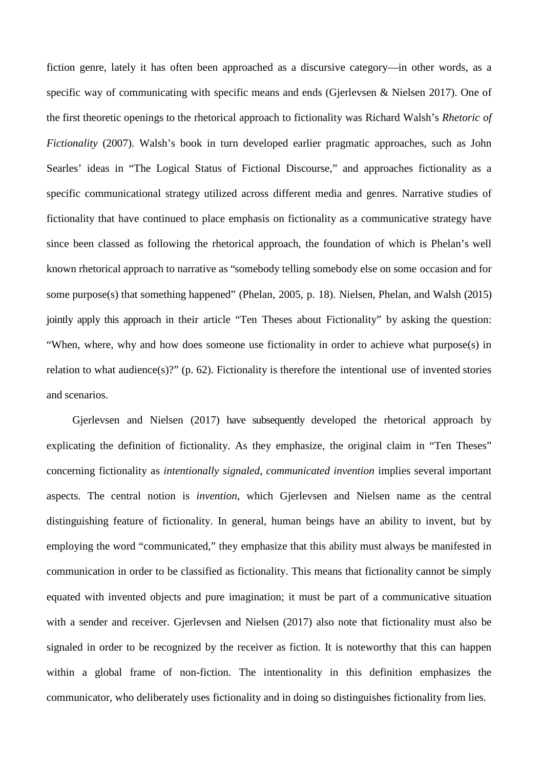fiction genre, lately it has often been approached as a discursive category—in other words, as a specific way of communicating with specific means and ends (Gjerlevsen & Nielsen 2017). One of the first theoretic openings to the rhetorical approach to fictionality was Richard Walsh's *Rhetoric of Fictionality* (2007). Walsh's book in turn developed earlier pragmatic approaches, such as John Searles' ideas in "The Logical Status of Fictional Discourse," and approaches fictionality as a specific communicational strategy utilized across different media and genres. Narrative studies of fictionality that have continued to place emphasis on fictionality as a communicative strategy have since been classed as following the rhetorical approach, the foundation of which is Phelan's well known rhetorical approach to narrative as "somebody telling somebody else on some occasion and for some purpose(s) that something happened" (Phelan, 2005, p. 18). Nielsen, Phelan, and Walsh (2015) jointly apply this approach in their article "Ten Theses about Fictionality" by asking the question: "When, where, why and how does someone use fictionality in order to achieve what purpose(s) in relation to what audience(s)?" (p. 62). Fictionality is therefore the intentional use of invented stories and scenarios.

Gjerlevsen and Nielsen (2017) have subsequently developed the rhetorical approach by explicating the definition of fictionality. As they emphasize, the original claim in "Ten Theses" concerning fictionality as *intentionally signaled, communicated invention* implies several important aspects. The central notion is *invention*, which Gjerlevsen and Nielsen name as the central distinguishing feature of fictionality. In general, human beings have an ability to invent, but by employing the word "communicated," they emphasize that this ability must always be manifested in communication in order to be classified as fictionality. This means that fictionality cannot be simply equated with invented objects and pure imagination; it must be part of a communicative situation with a sender and receiver. Gjerlevsen and Nielsen (2017) also note that fictionality must also be signaled in order to be recognized by the receiver as fiction. It is noteworthy that this can happen within a global frame of non-fiction. The intentionality in this definition emphasizes the communicator, who deliberately uses fictionality and in doing so distinguishes fictionality from lies.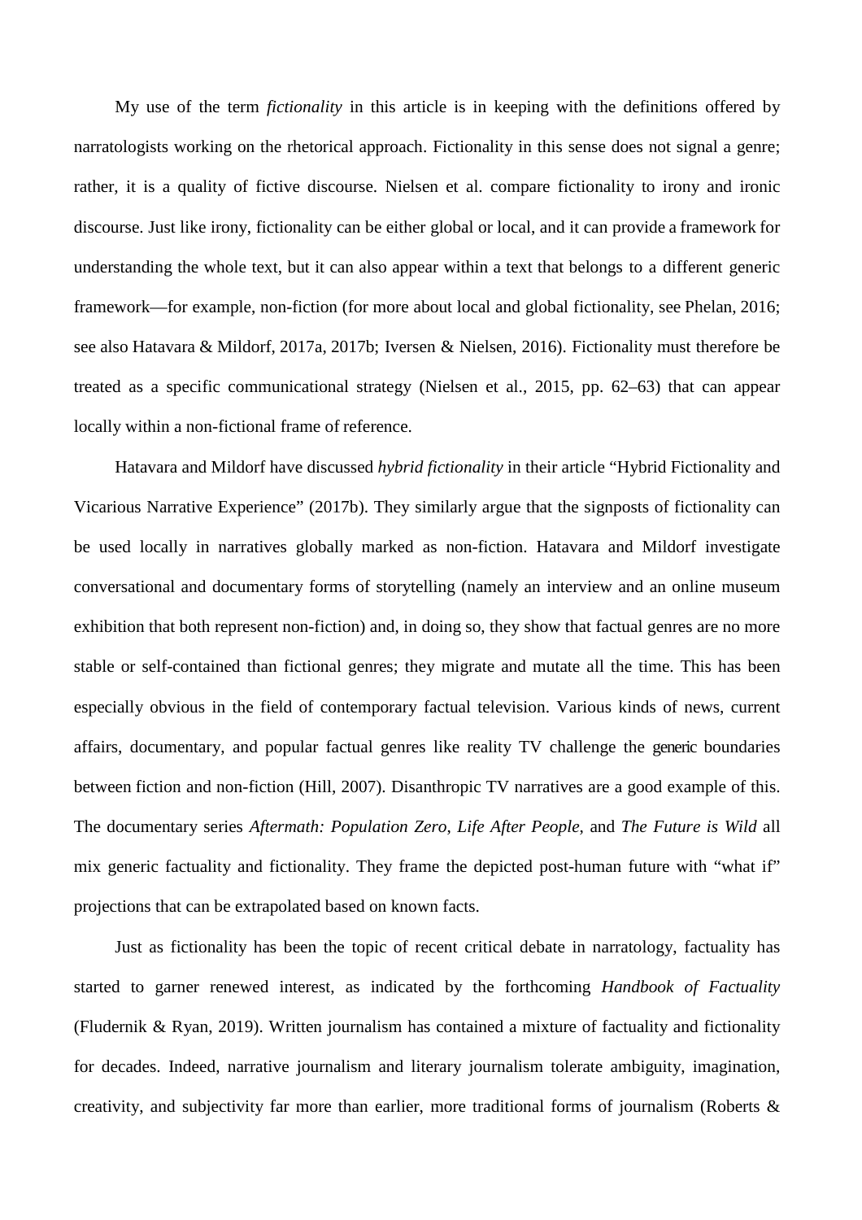My use of the term *fictionality* in this article is in keeping with the definitions offered by narratologists working on the rhetorical approach. Fictionality in this sense does not signal a genre; rather, it is a quality of fictive discourse. Nielsen et al. compare fictionality to irony and ironic discourse. Just like irony, fictionality can be either global or local, and it can provide a framework for understanding the whole text, but it can also appear within a text that belongs to a different generic framework—for example, non-fiction (for more about local and global fictionality, see Phelan, 2016; see also Hatavara & Mildorf, 2017a, 2017b; Iversen & Nielsen, 2016). Fictionality must therefore be treated as a specific communicational strategy (Nielsen et al., 2015, pp. 62–63) that can appear locally within a non-fictional frame of reference.

Hatavara and Mildorf have discussed *hybrid fictionality* in their article "Hybrid Fictionality and Vicarious Narrative Experience" (2017b). They similarly argue that the signposts of fictionality can be used locally in narratives globally marked as non-fiction. Hatavara and Mildorf investigate conversational and documentary forms of storytelling (namely an interview and an online museum exhibition that both represent non-fiction) and, in doing so, they show that factual genres are no more stable or self-contained than fictional genres; they migrate and mutate all the time. This has been especially obvious in the field of contemporary factual television. Various kinds of news, current affairs, documentary, and popular factual genres like reality TV challenge the generic boundaries between fiction and non-fiction (Hill, 2007). Disanthropic TV narratives are a good example of this. The documentary series *Aftermath: Population Zero*, *Life After People*, and *The Future is Wild* all mix generic factuality and fictionality. They frame the depicted post-human future with "what if" projections that can be extrapolated based on known facts.

Just as fictionality has been the topic of recent critical debate in narratology, factuality has started to garner renewed interest, as indicated by the forthcoming *Handbook of Factuality* (Fludernik & Ryan, 2019). Written journalism has contained a mixture of factuality and fictionality for decades. Indeed, narrative journalism and literary journalism tolerate ambiguity, imagination, creativity, and subjectivity far more than earlier, more traditional forms of journalism (Roberts &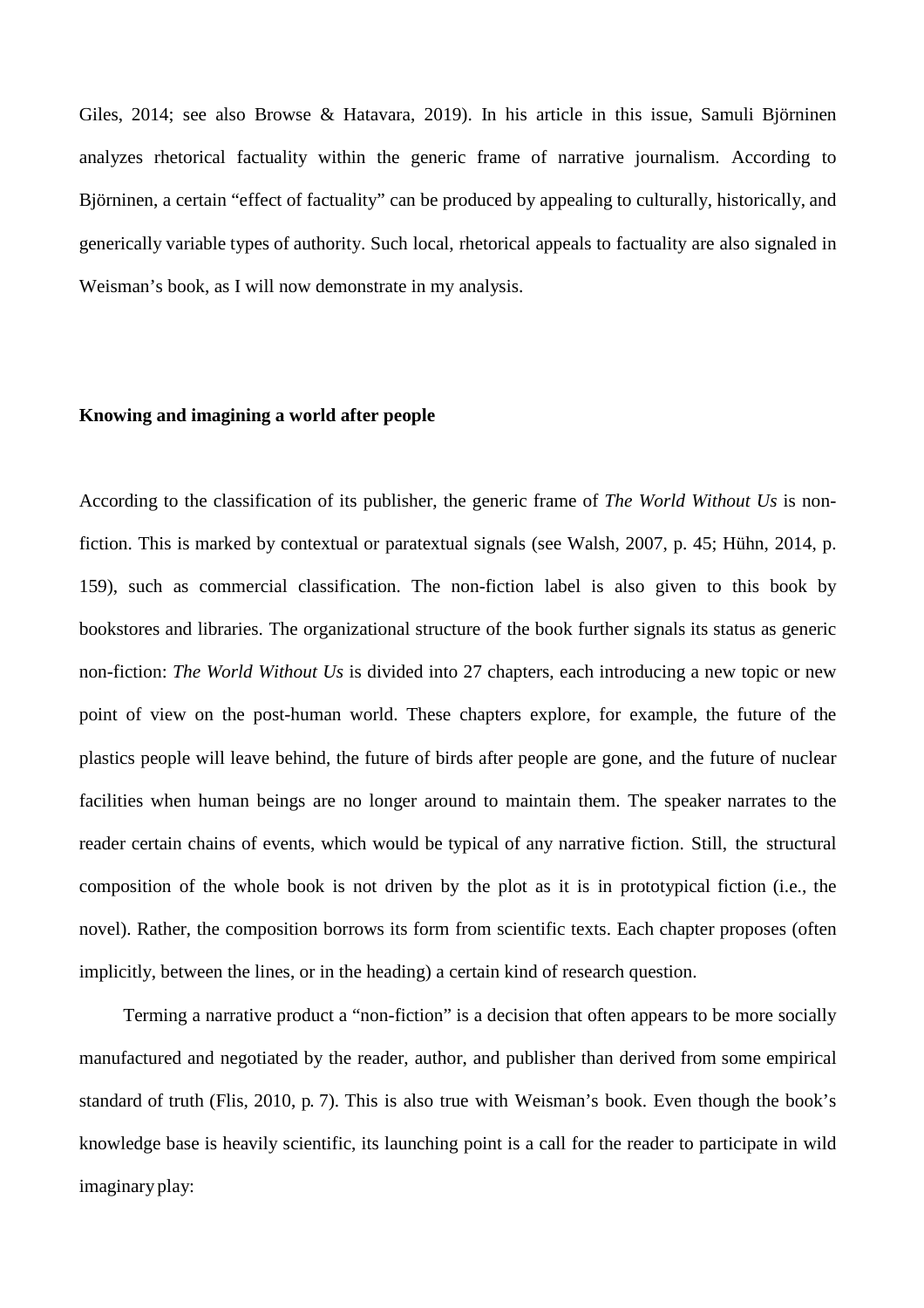Giles, 2014; see also Browse & Hatavara, 2019). In his article in this issue, Samuli Björninen analyzes rhetorical factuality within the generic frame of narrative journalism. According to Björninen, a certain "effect of factuality" can be produced by appealing to culturally, historically, and generically variable types of authority. Such local, rhetorical appeals to factuality are also signaled in Weisman's book, as I will now demonstrate in my analysis.

### Knowing and imagining a world after people

According to the classification of its publisher, the generic frame of *The World Without Us* is non-fiction. This is marked by contextual or paratextual signals (see Walsh, 2007, p. 45; Hühn, 2014, p. 159), such as commercial classification. The non-fiction label is also given to this book by bookstores and libraries. The organizational structure of the book further signals its status as generic non-fiction: *The World Without Us* is divided into 27 chapters, each introducing a new topic or new point of view on the post-human world. These chapters explore, for example, the future of the plastics people will leave behind, the future of birds after people are gone, and the future of nuclear facilities when human beings are no longer around to maintain them. The speaker narrates to the reader certain chains of events, which would be typical of any narrative fiction. Still, the structural composition of the whole book is not driven by the plot as it is in prototypical fiction (i.e., the novel). Rather, the composition borrows its form from scientific texts. Each chapter proposes (often implicitly, between the lines, or in the heading) a certain kind of research question.

Terming a narrative product a "non-fiction" is a decision that often appears to be more socially manufactured and negotiated by the reader, author, and publisher than derived from some empirical standard of truth (Flis, 2010, p. 7). This is also true with Weisman's book. Even though the book's knowledge base is heavily scientific, its launching point is a call for the reader to participate in wild imaginary play: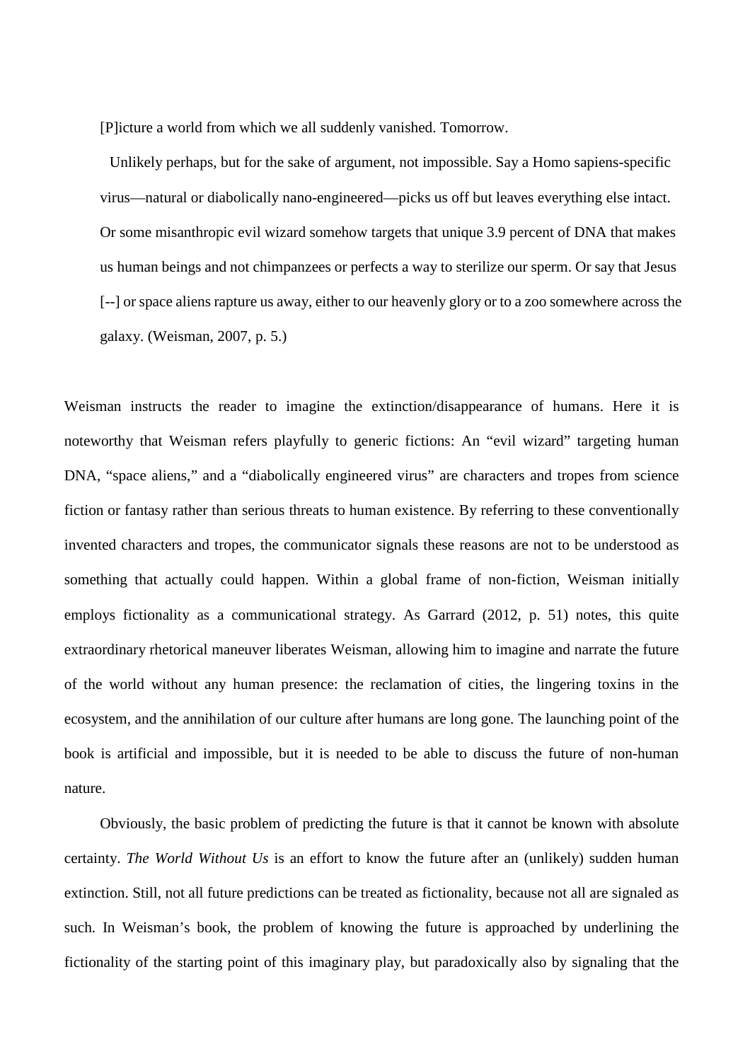> [P]icture a world from which we all suddenly vanished. Tomorrow.
>
> Unlikely perhaps, but for the sake of argument, not impossible. Say a Homo sapiens-specific virus—natural or diabolically nano-engineered—picks us off but leaves everything else intact. Or some misanthropic evil wizard somehow targets that unique 3.9 percent of DNA that makes us human beings and not chimpanzees or perfects a way to sterilize our sperm. Or say that Jesus [--] or space aliens rapture us away, either to our heavenly glory or to a zoo somewhere across the galaxy. (Weisman, 2007, p. 5.)

Weisman instructs the reader to imagine the extinction/disappearance of humans. Here it is noteworthy that Weisman refers playfully to generic fictions: An "evil wizard" targeting human DNA, "space aliens," and a "diabolically engineered virus" are characters and tropes from science fiction or fantasy rather than serious threats to human existence. By referring to these conventionally invented characters and tropes, the communicator signals these reasons are not to be understood as something that actually could happen. Within a global frame of non-fiction, Weisman initially employs fictionality as a communicational strategy. As Garrard (2012, p. 51) notes, this quite extraordinary rhetorical maneuver liberates Weisman, allowing him to imagine and narrate the future of the world without any human presence: the reclamation of cities, the lingering toxins in the ecosystem, and the annihilation of our culture after humans are long gone. The launching point of the book is artificial and impossible, but it is needed to be able to discuss the future of non-human nature.

Obviously, the basic problem of predicting the future is that it cannot be known with absolute certainty. *The World Without Us* is an effort to know the future after an (unlikely) sudden human extinction. Still, not all future predictions can be treated as fictionality, because not all are signaled as such. In Weisman's book, the problem of knowing the future is approached by underlining the fictionality of the starting point of this imaginary play, but paradoxically also by signaling that the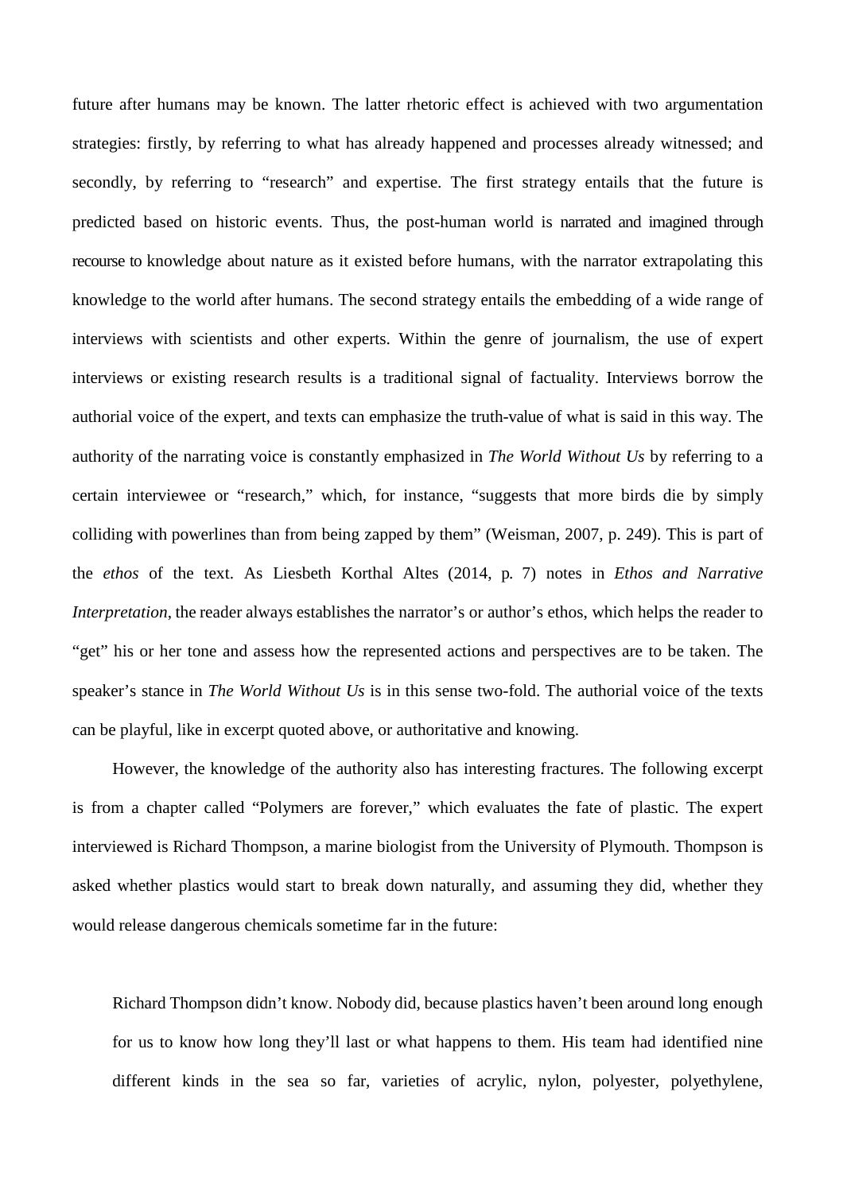future after humans may be known. The latter rhetoric effect is achieved with two argumentation strategies: firstly, by referring to what has already happened and processes already witnessed; and secondly, by referring to "research" and expertise. The first strategy entails that the future is predicted based on historic events. Thus, the post-human world is narrated and imagined through recourse to knowledge about nature as it existed before humans, with the narrator extrapolating this knowledge to the world after humans. The second strategy entails the embedding of a wide range of interviews with scientists and other experts. Within the genre of journalism, the use of expert interviews or existing research results is a traditional signal of factuality. Interviews borrow the authorial voice of the expert, and texts can emphasize the truth-value of what is said in this way. The authority of the narrating voice is constantly emphasized in *The World Without Us* by referring to a certain interviewee or "research," which, for instance, "suggests that more birds die by simply colliding with powerlines than from being zapped by them" (Weisman, 2007, p. 249). This is part of the *ethos* of the text. As Liesbeth Korthal Altes (2014, p. 7) notes in *Ethos and Narrative Interpretation*, the reader always establishes the narrator's or author's ethos, which helps the reader to "get" his or her tone and assess how the represented actions and perspectives are to be taken. The speaker's stance in *The World Without Us* is in this sense two-fold. The authorial voice of the texts can be playful, like in excerpt quoted above, or authoritative and knowing.

However, the knowledge of the authority also has interesting fractures. The following excerpt is from a chapter called "Polymers are forever," which evaluates the fate of plastic. The expert interviewed is Richard Thompson, a marine biologist from the University of Plymouth. Thompson is asked whether plastics would start to break down naturally, and assuming they did, whether they would release dangerous chemicals sometime far in the future:

> Richard Thompson didn't know. Nobody did, because plastics haven't been around long enough for us to know how long they'll last or what happens to them. His team had identified nine different kinds in the sea so far, varieties of acrylic, nylon, polyester, polyethylene,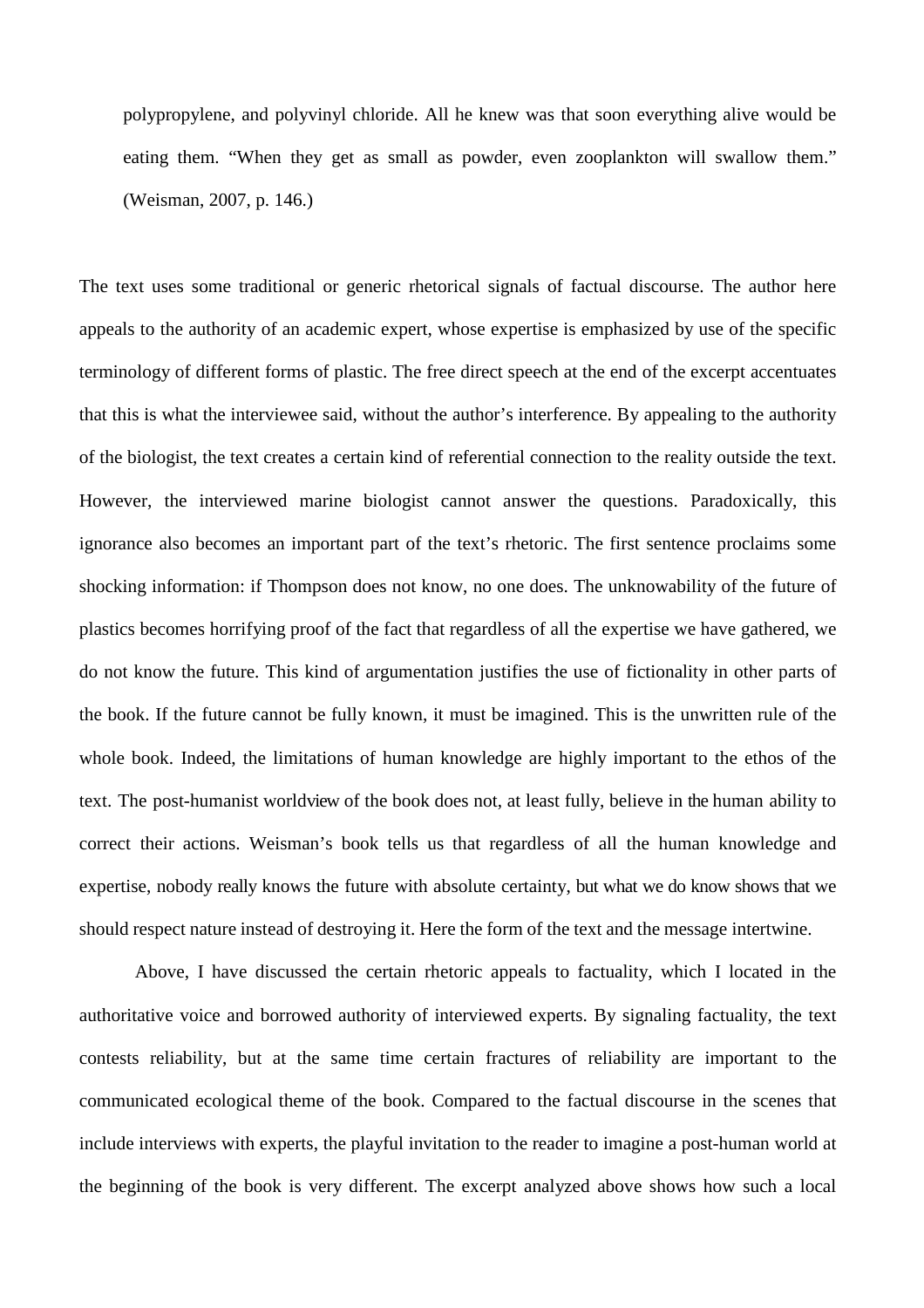> polypropylene, and polyvinyl chloride. All he knew was that soon everything alive would be eating them. "When they get as small as powder, even zooplankton will swallow them." (Weisman, 2007, p. 146.)

The text uses some traditional or generic rhetorical signals of factual discourse. The author here appeals to the authority of an academic expert, whose expertise is emphasized by use of the specific terminology of different forms of plastic. The free direct speech at the end of the excerpt accentuates that this is what the interviewee said, without the author's interference. By appealing to the authority of the biologist, the text creates a certain kind of referential connection to the reality outside the text. However, the interviewed marine biologist cannot answer the questions. Paradoxically, this ignorance also becomes an important part of the text's rhetoric. The first sentence proclaims some shocking information: if Thompson does not know, no one does. The unknowability of the future of plastics becomes horrifying proof of the fact that regardless of all the expertise we have gathered, we do not know the future. This kind of argumentation justifies the use of fictionality in other parts of the book. If the future cannot be fully known, it must be imagined. This is the unwritten rule of the whole book. Indeed, the limitations of human knowledge are highly important to the ethos of the text. The post-humanist worldview of the book does not, at least fully, believe in the human ability to correct their actions. Weisman's book tells us that regardless of all the human knowledge and expertise, nobody really knows the future with absolute certainty, but what we do know shows that we should respect nature instead of destroying it. Here the form of the text and the message intertwine.

Above, I have discussed the certain rhetoric appeals to factuality, which I located in the authoritative voice and borrowed authority of interviewed experts. By signaling factuality, the text contests reliability, but at the same time certain fractures of reliability are important to the communicated ecological theme of the book. Compared to the factual discourse in the scenes that include interviews with experts, the playful invitation to the reader to imagine a post-human world at the beginning of the book is very different. The excerpt analyzed above shows how such a local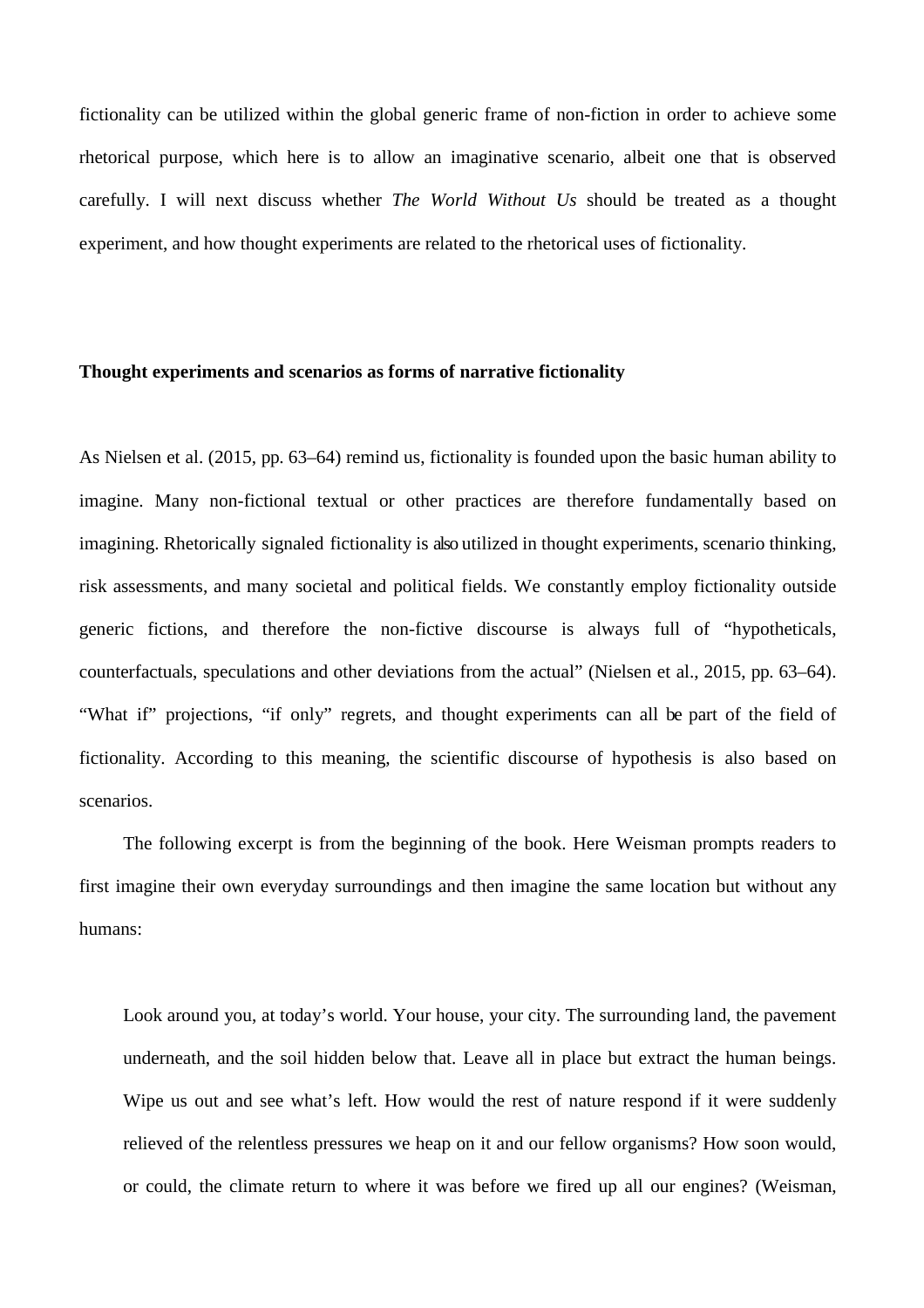fictionality can be utilized within the global generic frame of non-fiction in order to achieve some rhetorical purpose, which here is to allow an imaginative scenario, albeit one that is observed carefully. I will next discuss whether *The World Without Us* should be treated as a thought experiment, and how thought experiments are related to the rhetorical uses of fictionality.

**Thought experiments and scenarios as forms of narrative fictionality**

As Nielsen et al. (2015, pp. 63–64) remind us, fictionality is founded upon the basic human ability to imagine. Many non-fictional textual or other practices are therefore fundamentally based on imagining. Rhetorically signaled fictionality is also utilized in thought experiments, scenario thinking, risk assessments, and many societal and political fields. We constantly employ fictionality outside generic fictions, and therefore the non-fictive discourse is always full of "hypotheticals, counterfactuals, speculations and other deviations from the actual" (Nielsen et al., 2015, pp. 63–64). "What if" projections, "if only" regrets, and thought experiments can all be part of the field of fictionality. According to this meaning, the scientific discourse of hypothesis is also based on scenarios.

The following excerpt is from the beginning of the book. Here Weisman prompts readers to first imagine their own everyday surroundings and then imagine the same location but without any humans:

> Look around you, at today's world. Your house, your city. The surrounding land, the pavement underneath, and the soil hidden below that. Leave all in place but extract the human beings. Wipe us out and see what's left. How would the rest of nature respond if it were suddenly relieved of the relentless pressures we heap on it and our fellow organisms? How soon would, or could, the climate return to where it was before we fired up all our engines? (Weisman,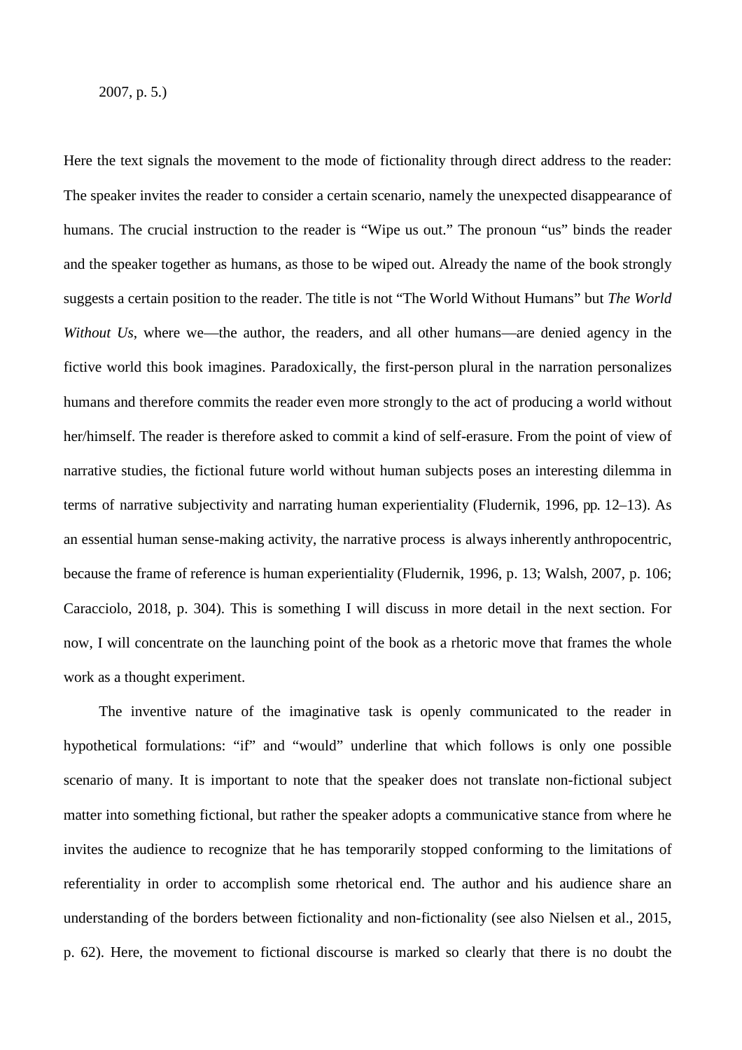2007, p. 5.)

Here the text signals the movement to the mode of fictionality through direct address to the reader: The speaker invites the reader to consider a certain scenario, namely the unexpected disappearance of humans. The crucial instruction to the reader is "Wipe us out." The pronoun "us" binds the reader and the speaker together as humans, as those to be wiped out. Already the name of the book strongly suggests a certain position to the reader. The title is not "The World Without Humans" but *The World Without Us*, where we—the author, the readers, and all other humans—are denied agency in the fictive world this book imagines. Paradoxically, the first-person plural in the narration personalizes humans and therefore commits the reader even more strongly to the act of producing a world without her/himself. The reader is therefore asked to commit a kind of self-erasure. From the point of view of narrative studies, the fictional future world without human subjects poses an interesting dilemma in terms of narrative subjectivity and narrating human experientiality (Fludernik, 1996, pp. 12–13). As an essential human sense-making activity, the narrative process is always inherently anthropocentric, because the frame of reference is human experientiality (Fludernik, 1996, p. 13; Walsh, 2007, p. 106; Caracciolo, 2018, p. 304). This is something I will discuss in more detail in the next section. For now, I will concentrate on the launching point of the book as a rhetoric move that frames the whole work as a thought experiment.

The inventive nature of the imaginative task is openly communicated to the reader in hypothetical formulations: "if" and "would" underline that which follows is only one possible scenario of many. It is important to note that the speaker does not translate non-fictional subject matter into something fictional, but rather the speaker adopts a communicative stance from where he invites the audience to recognize that he has temporarily stopped conforming to the limitations of referentiality in order to accomplish some rhetorical end. The author and his audience share an understanding of the borders between fictionality and non-fictionality (see also Nielsen et al., 2015, p. 62). Here, the movement to fictional discourse is marked so clearly that there is no doubt the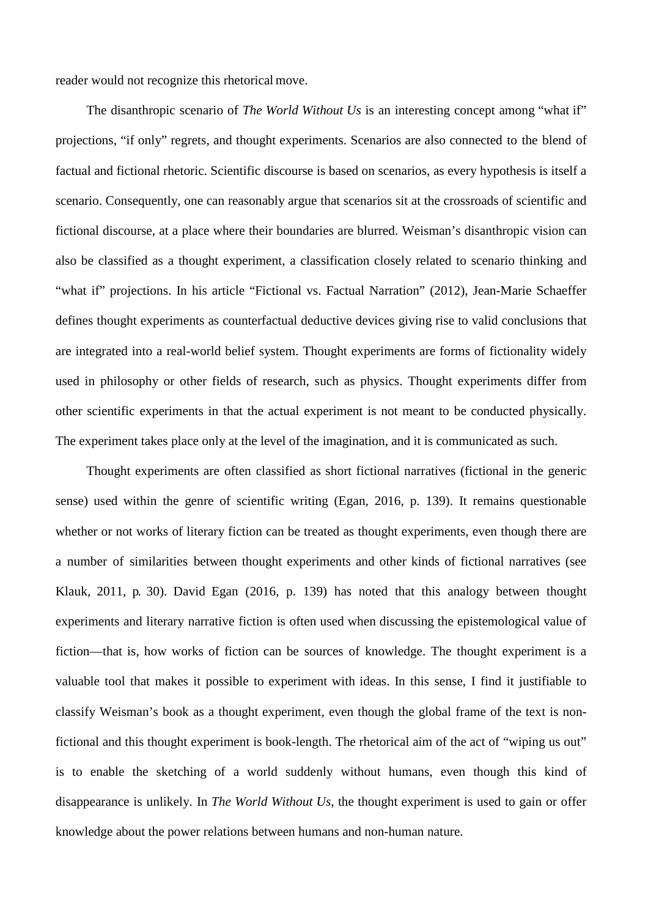reader would not recognize this rhetorical move.

The disanthropic scenario of *The World Without Us* is an interesting concept among "what if" projections, "if only" regrets, and thought experiments. Scenarios are also connected to the blend of factual and fictional rhetoric. Scientific discourse is based on scenarios, as every hypothesis is itself a scenario. Consequently, one can reasonably argue that scenarios sit at the crossroads of scientific and fictional discourse, at a place where their boundaries are blurred. Weisman's disanthropic vision can also be classified as a thought experiment, a classification closely related to scenario thinking and "what if" projections. In his article "Fictional vs. Factual Narration" (2012), Jean-Marie Schaeffer defines thought experiments as counterfactual deductive devices giving rise to valid conclusions that are integrated into a real-world belief system. Thought experiments are forms of fictionality widely used in philosophy or other fields of research, such as physics. Thought experiments differ from other scientific experiments in that the actual experiment is not meant to be conducted physically. The experiment takes place only at the level of the imagination, and it is communicated as such.

Thought experiments are often classified as short fictional narratives (fictional in the generic sense) used within the genre of scientific writing (Egan, 2016, p. 139). It remains questionable whether or not works of literary fiction can be treated as thought experiments, even though there are a number of similarities between thought experiments and other kinds of fictional narratives (see Klauk, 2011, p. 30). David Egan (2016, p. 139) has noted that this analogy between thought experiments and literary narrative fiction is often used when discussing the epistemological value of fiction—that is, how works of fiction can be sources of knowledge. The thought experiment is a valuable tool that makes it possible to experiment with ideas. In this sense, I find it justifiable to classify Weisman's book as a thought experiment, even though the global frame of the text is non-fictional and this thought experiment is book-length. The rhetorical aim of the act of "wiping us out" is to enable the sketching of a world suddenly without humans, even though this kind of disappearance is unlikely. In *The World Without Us*, the thought experiment is used to gain or offer knowledge about the power relations between humans and non-human nature.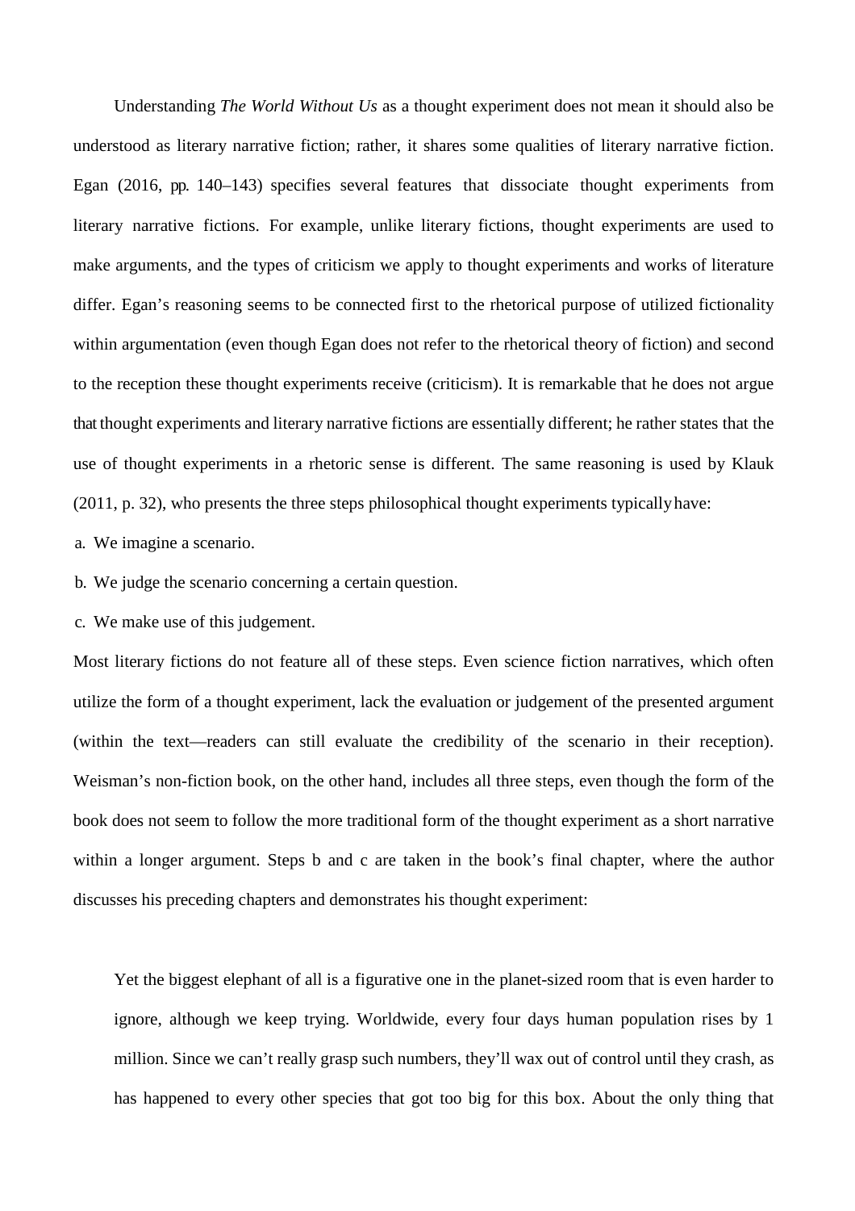Understanding *The World Without Us* as a thought experiment does not mean it should also be understood as literary narrative fiction; rather, it shares some qualities of literary narrative fiction. Egan (2016, pp. 140–143) specifies several features that dissociate thought experiments from literary narrative fictions. For example, unlike literary fictions, thought experiments are used to make arguments, and the types of criticism we apply to thought experiments and works of literature differ. Egan's reasoning seems to be connected first to the rhetorical purpose of utilized fictionality within argumentation (even though Egan does not refer to the rhetorical theory of fiction) and second to the reception these thought experiments receive (criticism). It is remarkable that he does not argue that thought experiments and literary narrative fictions are essentially different; he rather states that the use of thought experiments in a rhetoric sense is different. The same reasoning is used by Klauk (2011, p. 32), who presents the three steps philosophical thought experiments typically have:

a. We imagine a scenario.

b. We judge the scenario concerning a certain question.

c. We make use of this judgement.

Most literary fictions do not feature all of these steps. Even science fiction narratives, which often utilize the form of a thought experiment, lack the evaluation or judgement of the presented argument (within the text—readers can still evaluate the credibility of the scenario in their reception). Weisman's non-fiction book, on the other hand, includes all three steps, even though the form of the book does not seem to follow the more traditional form of the thought experiment as a short narrative within a longer argument. Steps b and c are taken in the book's final chapter, where the author discusses his preceding chapters and demonstrates his thought experiment:

> Yet the biggest elephant of all is a figurative one in the planet-sized room that is even harder to ignore, although we keep trying. Worldwide, every four days human population rises by 1 million. Since we can't really grasp such numbers, they'll wax out of control until they crash, as has happened to every other species that got too big for this box. About the only thing that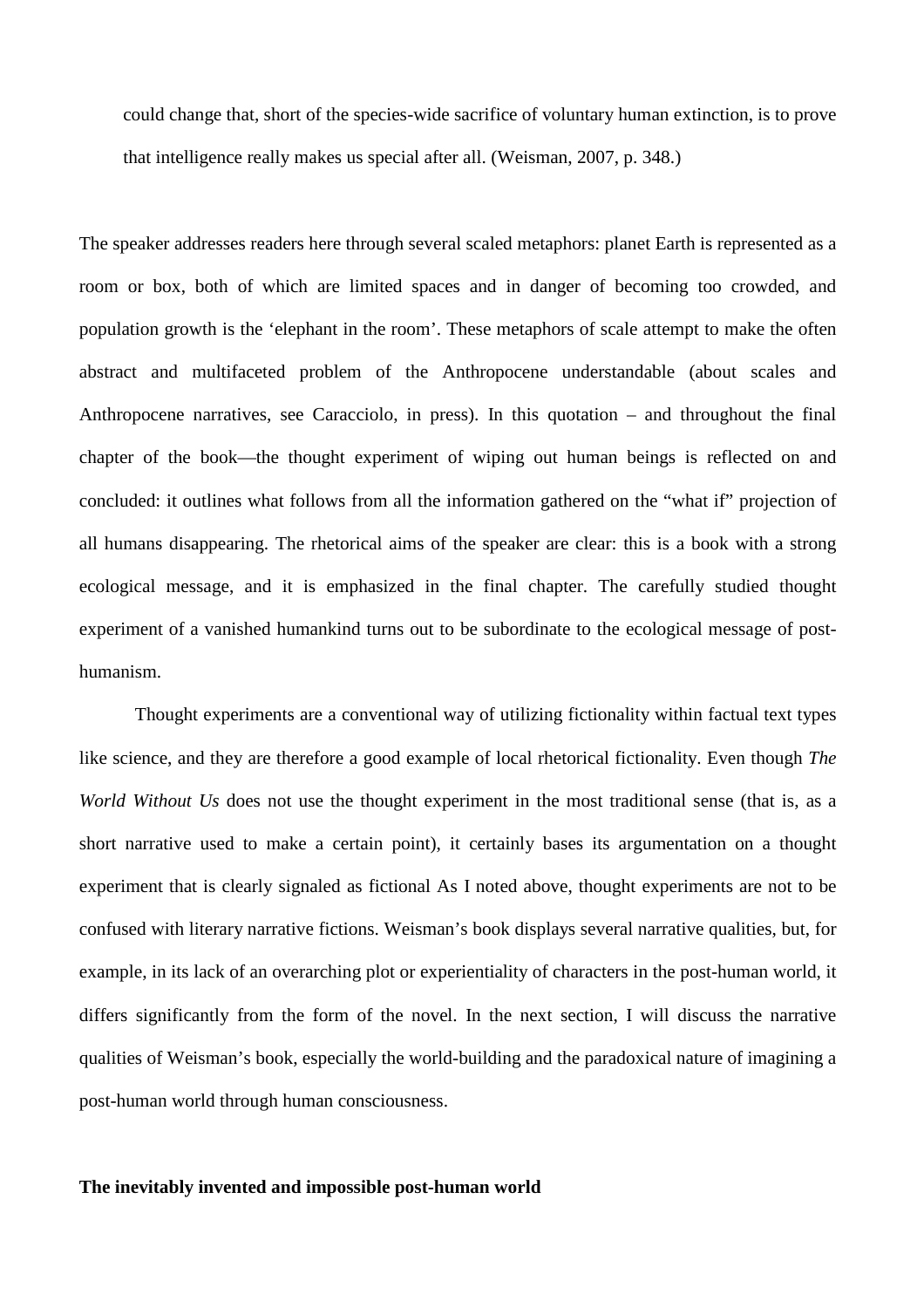> could change that, short of the species-wide sacrifice of voluntary human extinction, is to prove that intelligence really makes us special after all. (Weisman, 2007, p. 348.)

The speaker addresses readers here through several scaled metaphors: planet Earth is represented as a room or box, both of which are limited spaces and in danger of becoming too crowded, and population growth is the 'elephant in the room'. These metaphors of scale attempt to make the often abstract and multifaceted problem of the Anthropocene understandable (about scales and Anthropocene narratives, see Caracciolo, in press). In this quotation – and throughout the final chapter of the book—the thought experiment of wiping out human beings is reflected on and concluded: it outlines what follows from all the information gathered on the "what if" projection of all humans disappearing. The rhetorical aims of the speaker are clear: this is a book with a strong ecological message, and it is emphasized in the final chapter. The carefully studied thought experiment of a vanished humankind turns out to be subordinate to the ecological message of post-humanism.

Thought experiments are a conventional way of utilizing fictionality within factual text types like science, and they are therefore a good example of local rhetorical fictionality. Even though *The World Without Us* does not use the thought experiment in the most traditional sense (that is, as a short narrative used to make a certain point), it certainly bases its argumentation on a thought experiment that is clearly signaled as fictional As I noted above, thought experiments are not to be confused with literary narrative fictions. Weisman's book displays several narrative qualities, but, for example, in its lack of an overarching plot or experientiality of characters in the post-human world, it differs significantly from the form of the novel. In the next section, I will discuss the narrative qualities of Weisman's book, especially the world-building and the paradoxical nature of imagining a post-human world through human consciousness.

**The inevitably invented and impossible post-human world**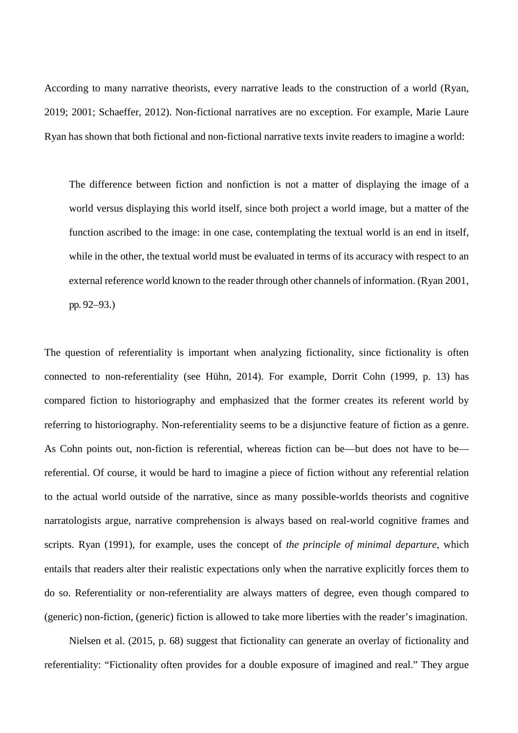According to many narrative theorists, every narrative leads to the construction of a world (Ryan, 2019; 2001; Schaeffer, 2012). Non-fictional narratives are no exception. For example, Marie Laure Ryan has shown that both fictional and non-fictional narrative texts invite readers to imagine a world:

> The difference between fiction and nonfiction is not a matter of displaying the image of a world versus displaying this world itself, since both project a world image, but a matter of the function ascribed to the image: in one case, contemplating the textual world is an end in itself, while in the other, the textual world must be evaluated in terms of its accuracy with respect to an external reference world known to the reader through other channels of information. (Ryan 2001, pp. 92–93.)

The question of referentiality is important when analyzing fictionality, since fictionality is often connected to non-referentiality (see Hühn, 2014). For example, Dorrit Cohn (1999, p. 13) has compared fiction to historiography and emphasized that the former creates its referent world by referring to historiography. Non-referentiality seems to be a disjunctive feature of fiction as a genre. As Cohn points out, non-fiction is referential, whereas fiction can be—but does not have to be—referential. Of course, it would be hard to imagine a piece of fiction without any referential relation to the actual world outside of the narrative, since as many possible-worlds theorists and cognitive narratologists argue, narrative comprehension is always based on real-world cognitive frames and scripts. Ryan (1991), for example, uses the concept of *the principle of minimal departure*, which entails that readers alter their realistic expectations only when the narrative explicitly forces them to do so. Referentiality or non-referentiality are always matters of degree, even though compared to (generic) non-fiction, (generic) fiction is allowed to take more liberties with the reader's imagination.

Nielsen et al. (2015, p. 68) suggest that fictionality can generate an overlay of fictionality and referentiality: "Fictionality often provides for a double exposure of imagined and real." They argue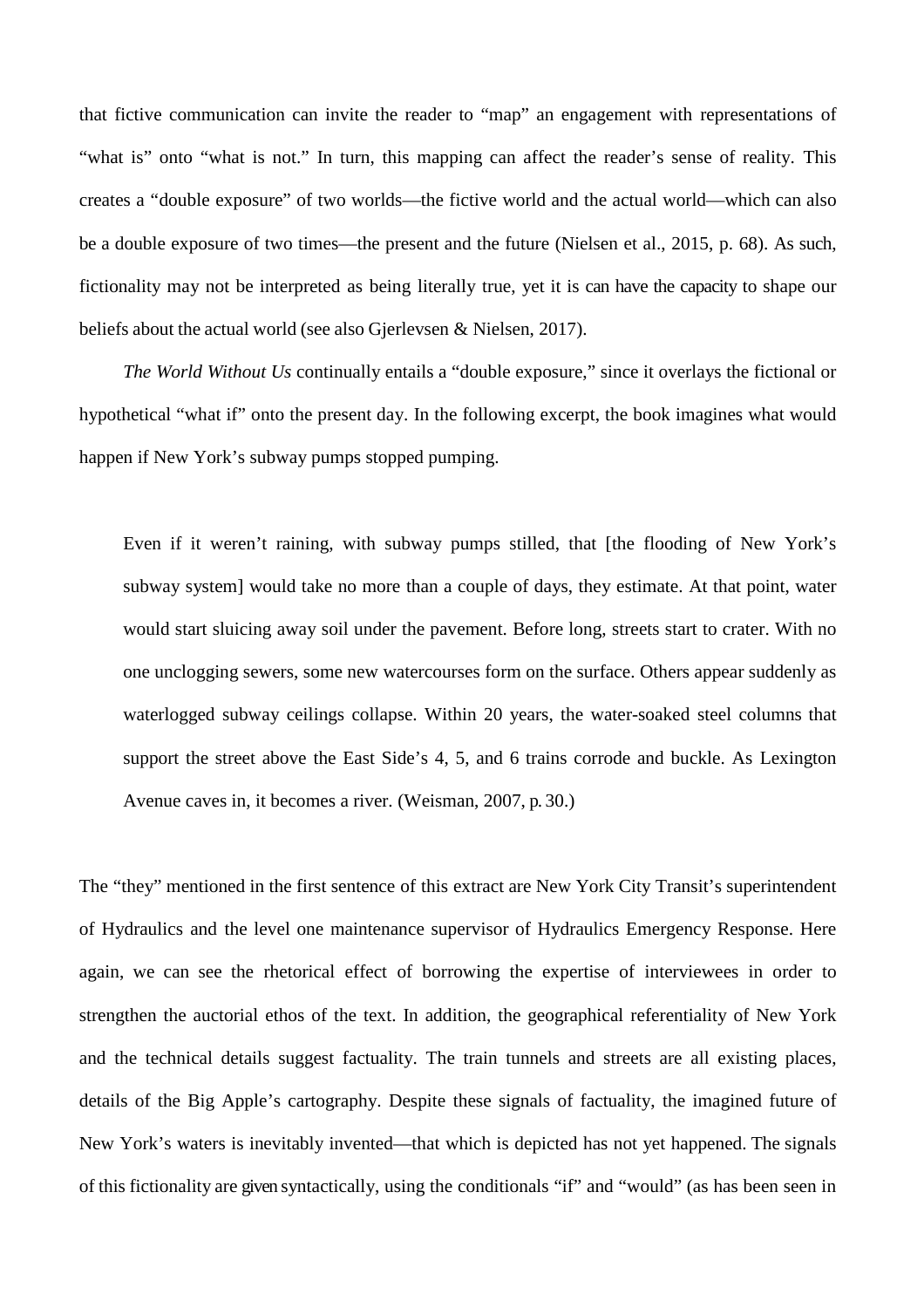that fictive communication can invite the reader to "map" an engagement with representations of "what is" onto "what is not." In turn, this mapping can affect the reader's sense of reality. This creates a "double exposure" of two worlds—the fictive world and the actual world—which can also be a double exposure of two times—the present and the future (Nielsen et al., 2015, p. 68). As such, fictionality may not be interpreted as being literally true, yet it is can have the capacity to shape our beliefs about the actual world (see also Gjerlevsen & Nielsen, 2017).

*The World Without Us* continually entails a "double exposure," since it overlays the fictional or hypothetical "what if" onto the present day. In the following excerpt, the book imagines what would happen if New York's subway pumps stopped pumping.

> Even if it weren't raining, with subway pumps stilled, that [the flooding of New York's subway system] would take no more than a couple of days, they estimate. At that point, water would start sluicing away soil under the pavement. Before long, streets start to crater. With no one unclogging sewers, some new watercourses form on the surface. Others appear suddenly as waterlogged subway ceilings collapse. Within 20 years, the water-soaked steel columns that support the street above the East Side's 4, 5, and 6 trains corrode and buckle. As Lexington Avenue caves in, it becomes a river. (Weisman, 2007, p. 30.)

The "they" mentioned in the first sentence of this extract are New York City Transit's superintendent of Hydraulics and the level one maintenance supervisor of Hydraulics Emergency Response. Here again, we can see the rhetorical effect of borrowing the expertise of interviewees in order to strengthen the auctorial ethos of the text. In addition, the geographical referentiality of New York and the technical details suggest factuality. The train tunnels and streets are all existing places, details of the Big Apple's cartography. Despite these signals of factuality, the imagined future of New York's waters is inevitably invented—that which is depicted has not yet happened. The signals of this fictionality are given syntactically, using the conditionals "if" and "would" (as has been seen in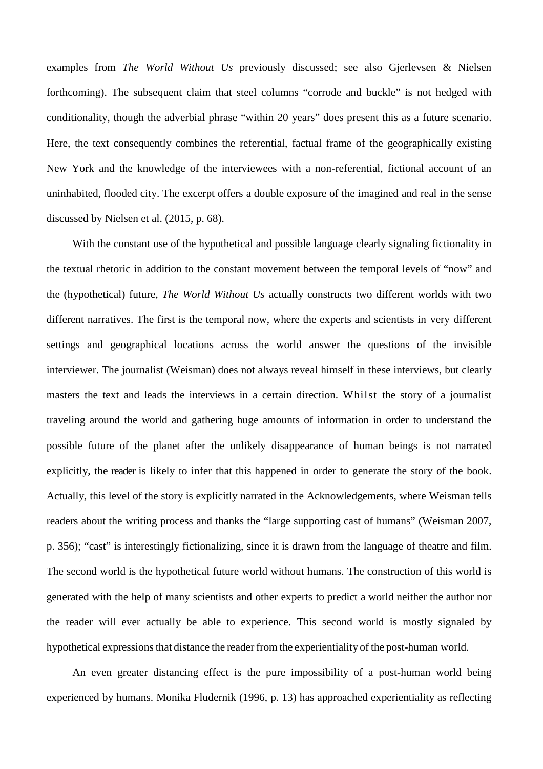examples from *The World Without Us* previously discussed; see also Gjerlevsen & Nielsen forthcoming). The subsequent claim that steel columns "corrode and buckle" is not hedged with conditionality, though the adverbial phrase "within 20 years" does present this as a future scenario. Here, the text consequently combines the referential, factual frame of the geographically existing New York and the knowledge of the interviewees with a non-referential, fictional account of an uninhabited, flooded city. The excerpt offers a double exposure of the imagined and real in the sense discussed by Nielsen et al. (2015, p. 68).

With the constant use of the hypothetical and possible language clearly signaling fictionality in the textual rhetoric in addition to the constant movement between the temporal levels of "now" and the (hypothetical) future, *The World Without Us* actually constructs two different worlds with two different narratives. The first is the temporal now, where the experts and scientists in very different settings and geographical locations across the world answer the questions of the invisible interviewer. The journalist (Weisman) does not always reveal himself in these interviews, but clearly masters the text and leads the interviews in a certain direction. Whilst the story of a journalist traveling around the world and gathering huge amounts of information in order to understand the possible future of the planet after the unlikely disappearance of human beings is not narrated explicitly, the reader is likely to infer that this happened in order to generate the story of the book. Actually, this level of the story is explicitly narrated in the Acknowledgements, where Weisman tells readers about the writing process and thanks the "large supporting cast of humans" (Weisman 2007, p. 356); "cast" is interestingly fictionalizing, since it is drawn from the language of theatre and film. The second world is the hypothetical future world without humans. The construction of this world is generated with the help of many scientists and other experts to predict a world neither the author nor the reader will ever actually be able to experience. This second world is mostly signaled by hypothetical expressions that distance the reader from the experientiality of the post-human world.

An even greater distancing effect is the pure impossibility of a post-human world being experienced by humans. Monika Fludernik (1996, p. 13) has approached experientiality as reflecting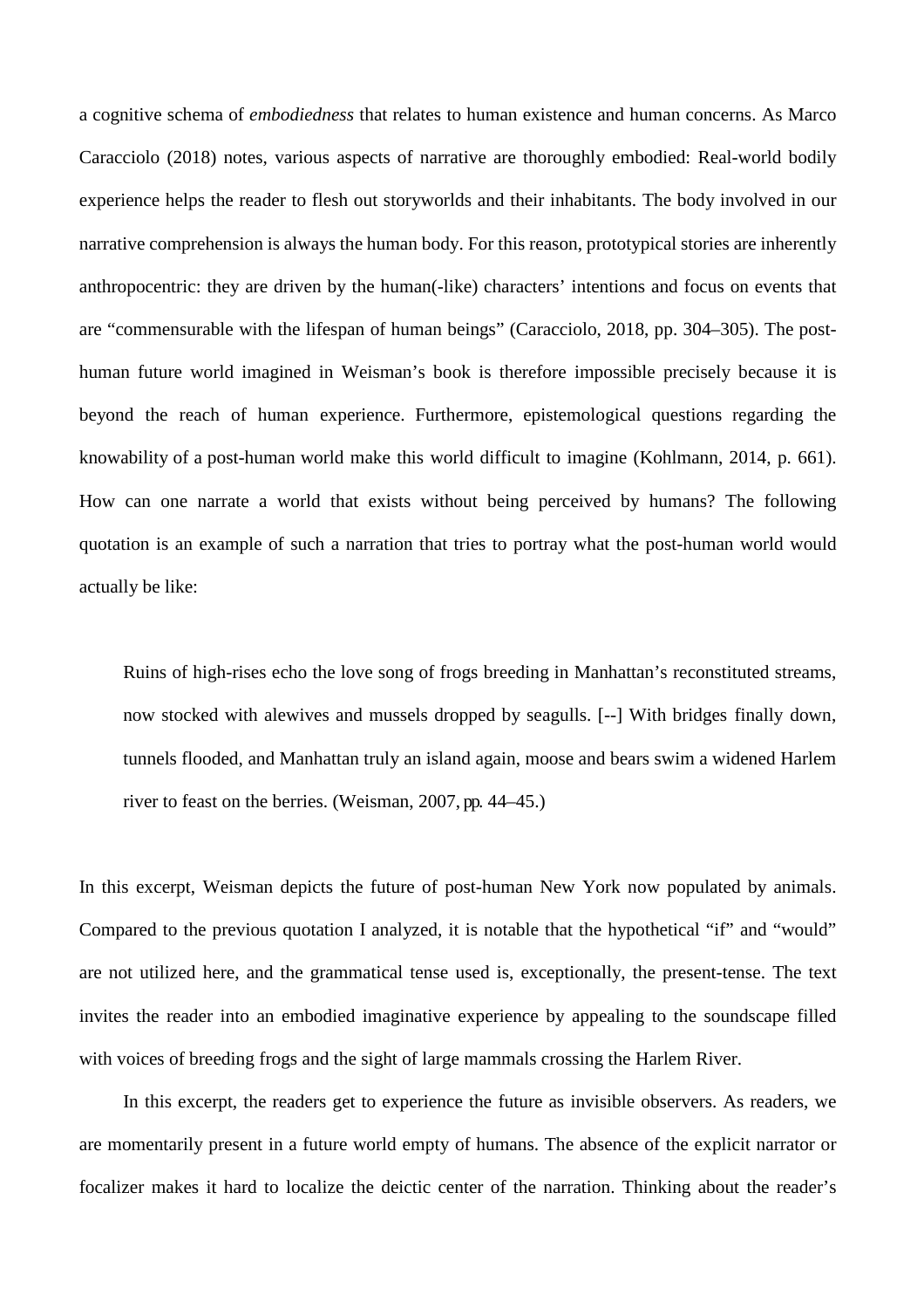a cognitive schema of *embodiedness* that relates to human existence and human concerns. As Marco Caracciolo (2018) notes, various aspects of narrative are thoroughly embodied: Real-world bodily experience helps the reader to flesh out storyworlds and their inhabitants. The body involved in our narrative comprehension is always the human body. For this reason, prototypical stories are inherently anthropocentric: they are driven by the human(-like) characters' intentions and focus on events that are "commensurable with the lifespan of human beings" (Caracciolo, 2018, pp. 304–305). The post-human future world imagined in Weisman's book is therefore impossible precisely because it is beyond the reach of human experience. Furthermore, epistemological questions regarding the knowability of a post-human world make this world difficult to imagine (Kohlmann, 2014, p. 661). How can one narrate a world that exists without being perceived by humans? The following quotation is an example of such a narration that tries to portray what the post-human world would actually be like:

> Ruins of high-rises echo the love song of frogs breeding in Manhattan's reconstituted streams, now stocked with alewives and mussels dropped by seagulls. [--] With bridges finally down, tunnels flooded, and Manhattan truly an island again, moose and bears swim a widened Harlem river to feast on the berries. (Weisman, 2007, pp. 44–45.)

In this excerpt, Weisman depicts the future of post-human New York now populated by animals. Compared to the previous quotation I analyzed, it is notable that the hypothetical "if" and "would" are not utilized here, and the grammatical tense used is, exceptionally, the present-tense. The text invites the reader into an embodied imaginative experience by appealing to the soundscape filled with voices of breeding frogs and the sight of large mammals crossing the Harlem River.

In this excerpt, the readers get to experience the future as invisible observers. As readers, we are momentarily present in a future world empty of humans. The absence of the explicit narrator or focalizer makes it hard to localize the deictic center of the narration. Thinking about the reader's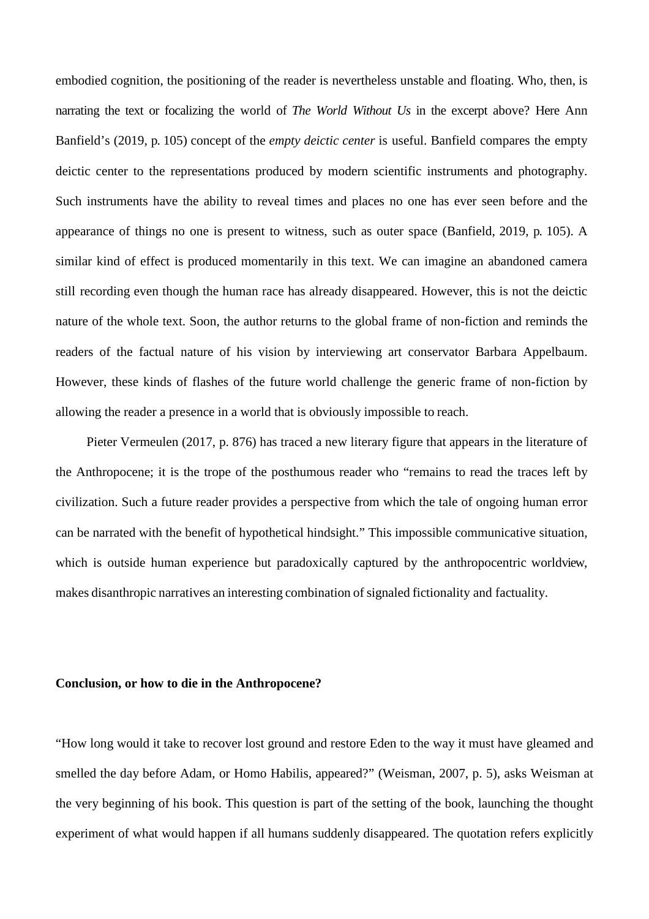embodied cognition, the positioning of the reader is nevertheless unstable and floating. Who, then, is narrating the text or focalizing the world of *The World Without Us* in the excerpt above? Here Ann Banfield's (2019, p. 105) concept of the *empty deictic center* is useful. Banfield compares the empty deictic center to the representations produced by modern scientific instruments and photography. Such instruments have the ability to reveal times and places no one has ever seen before and the appearance of things no one is present to witness, such as outer space (Banfield, 2019, p. 105). A similar kind of effect is produced momentarily in this text. We can imagine an abandoned camera still recording even though the human race has already disappeared. However, this is not the deictic nature of the whole text. Soon, the author returns to the global frame of non-fiction and reminds the readers of the factual nature of his vision by interviewing art conservator Barbara Appelbaum. However, these kinds of flashes of the future world challenge the generic frame of non-fiction by allowing the reader a presence in a world that is obviously impossible to reach.

Pieter Vermeulen (2017, p. 876) has traced a new literary figure that appears in the literature of the Anthropocene; it is the trope of the posthumous reader who "remains to read the traces left by civilization. Such a future reader provides a perspective from which the tale of ongoing human error can be narrated with the benefit of hypothetical hindsight." This impossible communicative situation, which is outside human experience but paradoxically captured by the anthropocentric worldview, makes disanthropic narratives an interesting combination of signaled fictionality and factuality.

## Conclusion, or how to die in the Anthropocene?

"How long would it take to recover lost ground and restore Eden to the way it must have gleamed and smelled the day before Adam, or Homo Habilis, appeared?" (Weisman, 2007, p. 5), asks Weisman at the very beginning of his book. This question is part of the setting of the book, launching the thought experiment of what would happen if all humans suddenly disappeared. The quotation refers explicitly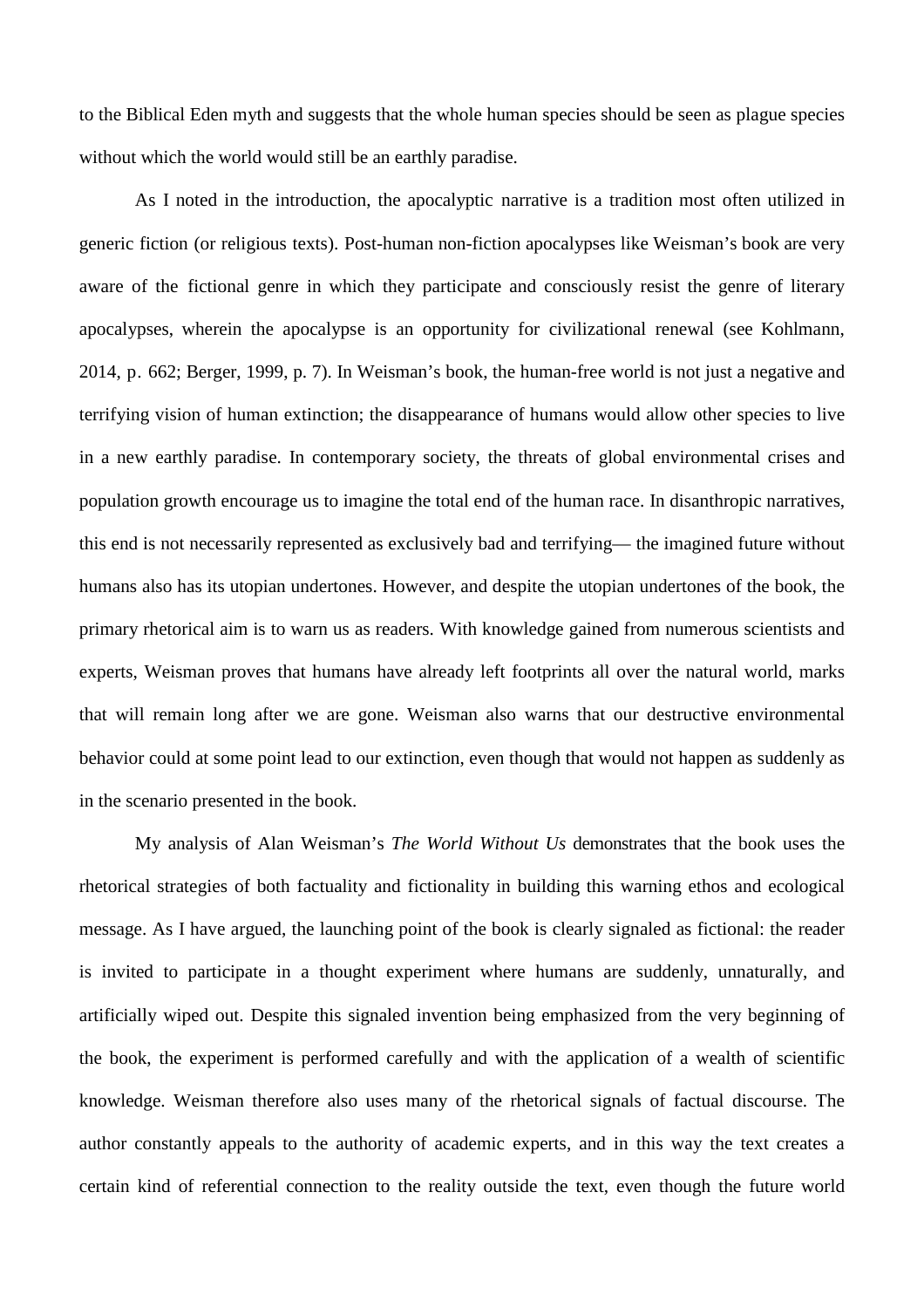to the Biblical Eden myth and suggests that the whole human species should be seen as plague species without which the world would still be an earthly paradise.

As I noted in the introduction, the apocalyptic narrative is a tradition most often utilized in generic fiction (or religious texts). Post-human non-fiction apocalypses like Weisman's book are very aware of the fictional genre in which they participate and consciously resist the genre of literary apocalypses, wherein the apocalypse is an opportunity for civilizational renewal (see Kohlmann, 2014, p. 662; Berger, 1999, p. 7). In Weisman's book, the human-free world is not just a negative and terrifying vision of human extinction; the disappearance of humans would allow other species to live in a new earthly paradise. In contemporary society, the threats of global environmental crises and population growth encourage us to imagine the total end of the human race. In disanthropic narratives, this end is not necessarily represented as exclusively bad and terrifying— the imagined future without humans also has its utopian undertones. However, and despite the utopian undertones of the book, the primary rhetorical aim is to warn us as readers. With knowledge gained from numerous scientists and experts, Weisman proves that humans have already left footprints all over the natural world, marks that will remain long after we are gone. Weisman also warns that our destructive environmental behavior could at some point lead to our extinction, even though that would not happen as suddenly as in the scenario presented in the book.

My analysis of Alan Weisman's *The World Without Us* demonstrates that the book uses the rhetorical strategies of both factuality and fictionality in building this warning ethos and ecological message. As I have argued, the launching point of the book is clearly signaled as fictional: the reader is invited to participate in a thought experiment where humans are suddenly, unnaturally, and artificially wiped out. Despite this signaled invention being emphasized from the very beginning of the book, the experiment is performed carefully and with the application of a wealth of scientific knowledge. Weisman therefore also uses many of the rhetorical signals of factual discourse. The author constantly appeals to the authority of academic experts, and in this way the text creates a certain kind of referential connection to the reality outside the text, even though the future world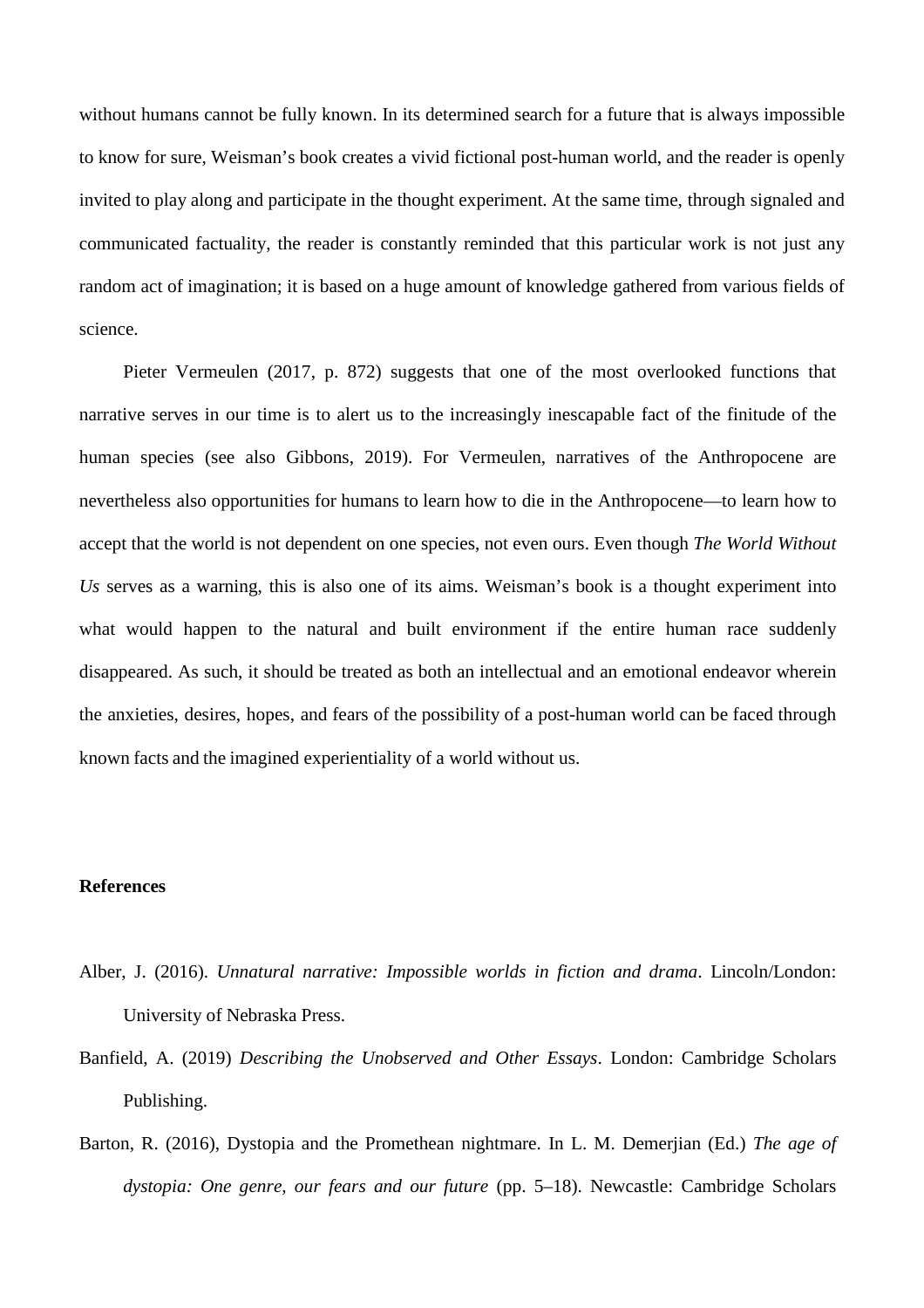without humans cannot be fully known. In its determined search for a future that is always impossible to know for sure, Weisman's book creates a vivid fictional post-human world, and the reader is openly invited to play along and participate in the thought experiment. At the same time, through signaled and communicated factuality, the reader is constantly reminded that this particular work is not just any random act of imagination; it is based on a huge amount of knowledge gathered from various fields of science.

Pieter Vermeulen (2017, p. 872) suggests that one of the most overlooked functions that narrative serves in our time is to alert us to the increasingly inescapable fact of the finitude of the human species (see also Gibbons, 2019). For Vermeulen, narratives of the Anthropocene are nevertheless also opportunities for humans to learn how to die in the Anthropocene—to learn how to accept that the world is not dependent on one species, not even ours. Even though *The World Without Us* serves as a warning, this is also one of its aims. Weisman's book is a thought experiment into what would happen to the natural and built environment if the entire human race suddenly disappeared. As such, it should be treated as both an intellectual and an emotional endeavor wherein the anxieties, desires, hopes, and fears of the possibility of a post-human world can be faced through known facts and the imagined experientiality of a world without us.

**References**

Alber, J. (2016). *Unnatural narrative: Impossible worlds in fiction and drama*. Lincoln/London: University of Nebraska Press.

Banfield, A. (2019) *Describing the Unobserved and Other Essays*. London: Cambridge Scholars Publishing.

Barton, R. (2016), Dystopia and the Promethean nightmare. In L. M. Demerjian (Ed.) *The age of dystopia: One genre, our fears and our future* (pp. 5–18). Newcastle: Cambridge Scholars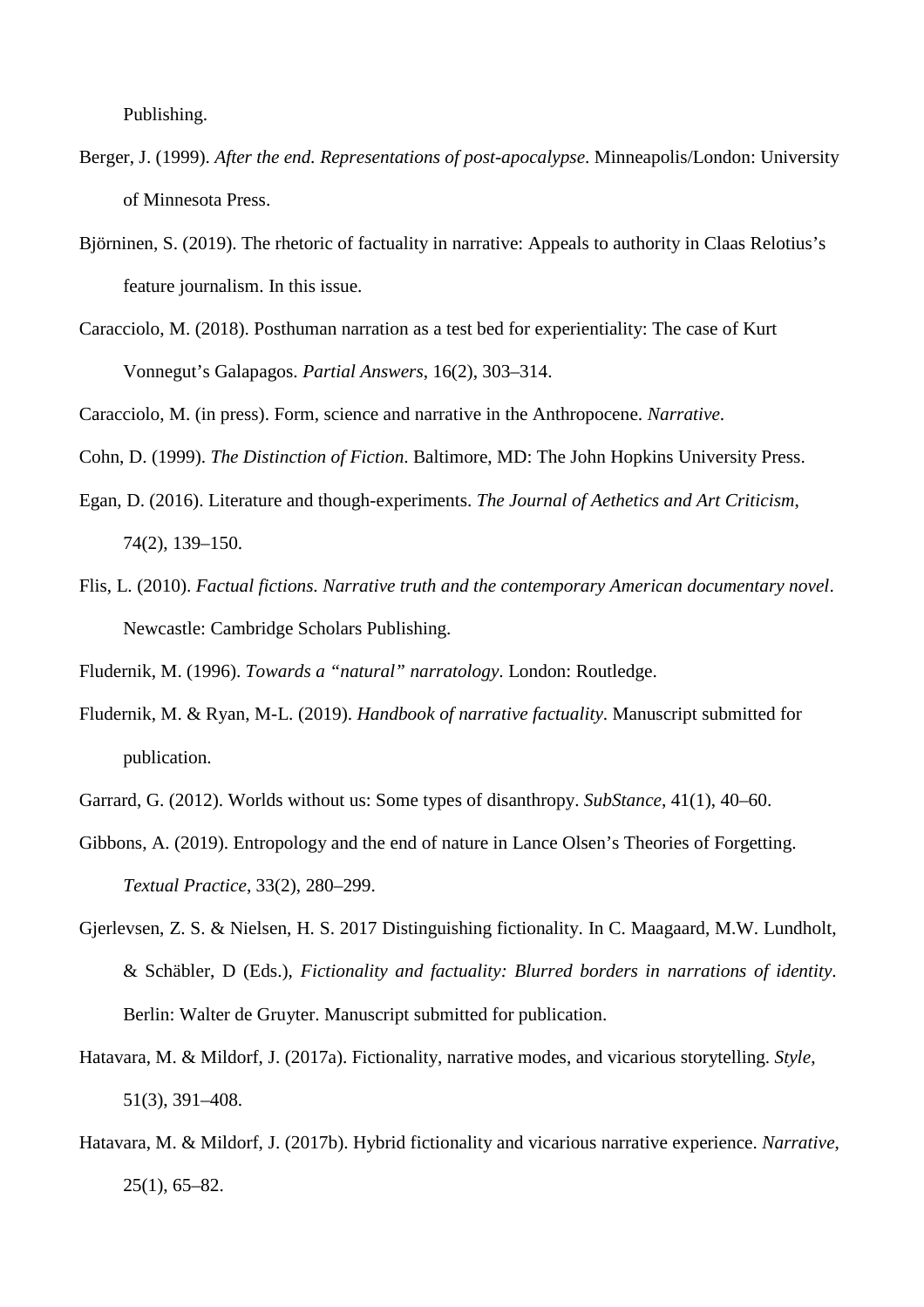Publishing.

Berger, J. (1999). *After the end. Representations of post-apocalypse*. Minneapolis/London: University of Minnesota Press.

Björninen, S. (2019). The rhetoric of factuality in narrative: Appeals to authority in Claas Relotius's feature journalism. In this issue.

Caracciolo, M. (2018). Posthuman narration as a test bed for experientiality: The case of Kurt Vonnegut's Galapagos. *Partial Answers*, 16(2), 303–314.

Caracciolo, M. (in press). Form, science and narrative in the Anthropocene. *Narrative*.

Cohn, D. (1999). *The Distinction of Fiction*. Baltimore, MD: The John Hopkins University Press.

Egan, D. (2016). Literature and though-experiments. *The Journal of Aethetics and Art Criticism*, 74(2), 139–150.

Flis, L. (2010). *Factual fictions. Narrative truth and the contemporary American documentary novel*. Newcastle: Cambridge Scholars Publishing.

Fludernik, M. (1996). *Towards a "natural" narratology*. London: Routledge.

Fludernik, M. & Ryan, M-L. (2019). *Handbook of narrative factuality*. Manuscript submitted for publication.

Garrard, G. (2012). Worlds without us: Some types of disanthropy. *SubStance*, 41(1), 40–60.

Gibbons, A. (2019). Entropology and the end of nature in Lance Olsen's Theories of Forgetting. *Textual Practice*, 33(2), 280–299.

Gjerlevsen, Z. S. & Nielsen, H. S. 2017 Distinguishing fictionality. In C. Maagaard, M.W. Lundholt, & Schäbler, D (Eds.), *Fictionality and factuality: Blurred borders in narrations of identity*. Berlin: Walter de Gruyter. Manuscript submitted for publication.

Hatavara, M. & Mildorf, J. (2017a). Fictionality, narrative modes, and vicarious storytelling. *Style*, 51(3), 391–408.

Hatavara, M. & Mildorf, J. (2017b). Hybrid fictionality and vicarious narrative experience. *Narrative*, 25(1), 65–82.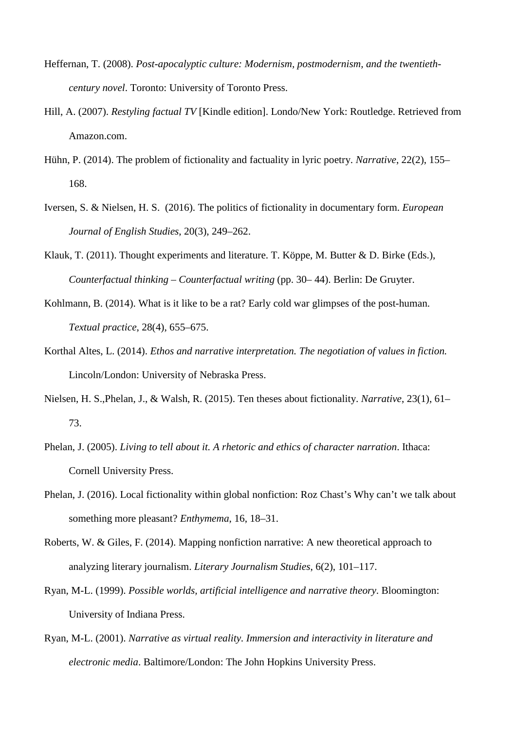Heffernan, T. (2008). *Post-apocalyptic culture: Modernism, postmodernism, and the twentieth-century novel*. Toronto: University of Toronto Press.

Hill, A. (2007). *Restyling factual TV* [Kindle edition]. Londo/New York: Routledge. Retrieved from Amazon.com.

Hühn, P. (2014). The problem of fictionality and factuality in lyric poetry. *Narrative*, 22(2), 155–168.

Iversen, S. & Nielsen, H. S. (2016). The politics of fictionality in documentary form. *European Journal of English Studies*, 20(3), 249–262.

Klauk, T. (2011). Thought experiments and literature. T. Köppe, M. Butter & D. Birke (Eds.), *Counterfactual thinking – Counterfactual writing* (pp. 30– 44). Berlin: De Gruyter.

Kohlmann, B. (2014). What is it like to be a rat? Early cold war glimpses of the post-human. *Textual practice*, 28(4), 655–675.

Korthal Altes, L. (2014). *Ethos and narrative interpretation. The negotiation of values in fiction.* Lincoln/London: University of Nebraska Press.

Nielsen, H. S.,Phelan, J., & Walsh, R. (2015). Ten theses about fictionality. *Narrative*, 23(1), 61–73.

Phelan, J. (2005). *Living to tell about it. A rhetoric and ethics of character narration*. Ithaca: Cornell University Press.

Phelan, J. (2016). Local fictionality within global nonfiction: Roz Chast's Why can't we talk about something more pleasant? *Enthymema*, 16, 18–31.

Roberts, W. & Giles, F. (2014). Mapping nonfiction narrative: A new theoretical approach to analyzing literary journalism. *Literary Journalism Studies*, 6(2), 101–117.

Ryan, M-L. (1999). *Possible worlds, artificial intelligence and narrative theory*. Bloomington: University of Indiana Press.

Ryan, M-L. (2001). *Narrative as virtual reality. Immersion and interactivity in literature and electronic media*. Baltimore/London: The John Hopkins University Press.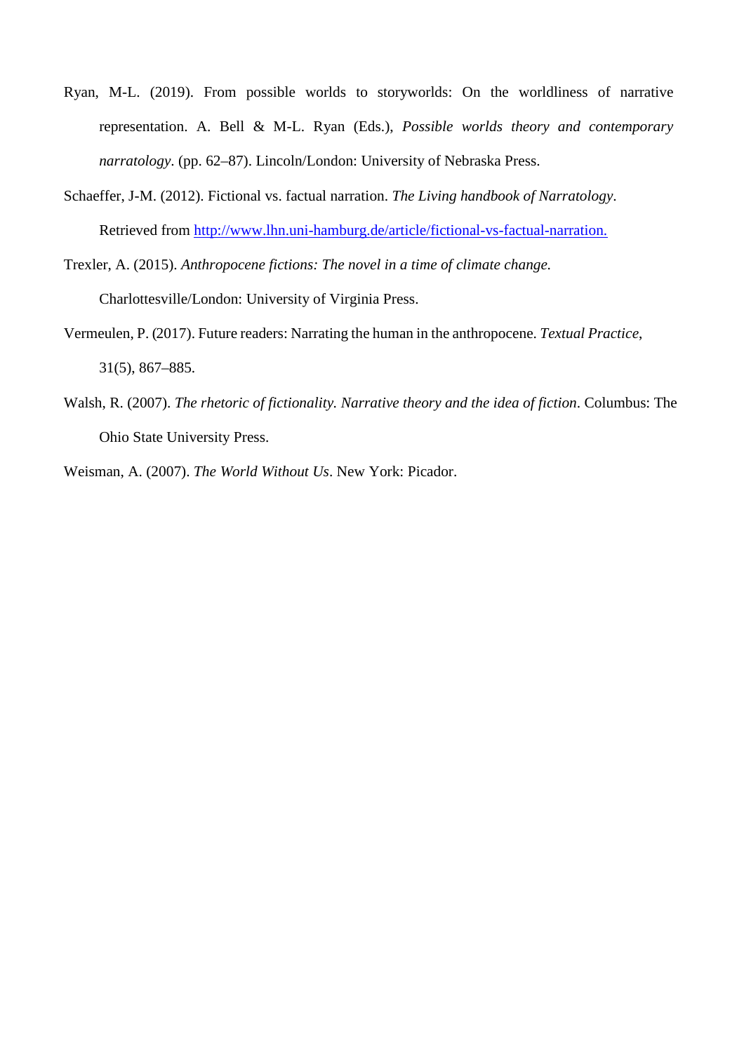Ryan, M-L. (2019). From possible worlds to storyworlds: On the worldliness of narrative representation. A. Bell & M-L. Ryan (Eds.), *Possible worlds theory and contemporary narratology*. (pp. 62–87). Lincoln/London: University of Nebraska Press.

Schaeffer, J-M. (2012). Fictional vs. factual narration. *The Living handbook of Narratology*. Retrieved from http://www.lhn.uni-hamburg.de/article/fictional-vs-factual-narration.

Trexler, A. (2015). *Anthropocene fictions: The novel in a time of climate change.* Charlottesville/London: University of Virginia Press.

Vermeulen, P. (2017). Future readers: Narrating the human in the anthropocene. *Textual Practice*, 31(5), 867–885.

Walsh, R. (2007). *The rhetoric of fictionality. Narrative theory and the idea of fiction*. Columbus: The Ohio State University Press.

Weisman, A. (2007). *The World Without Us*. New York: Picador.